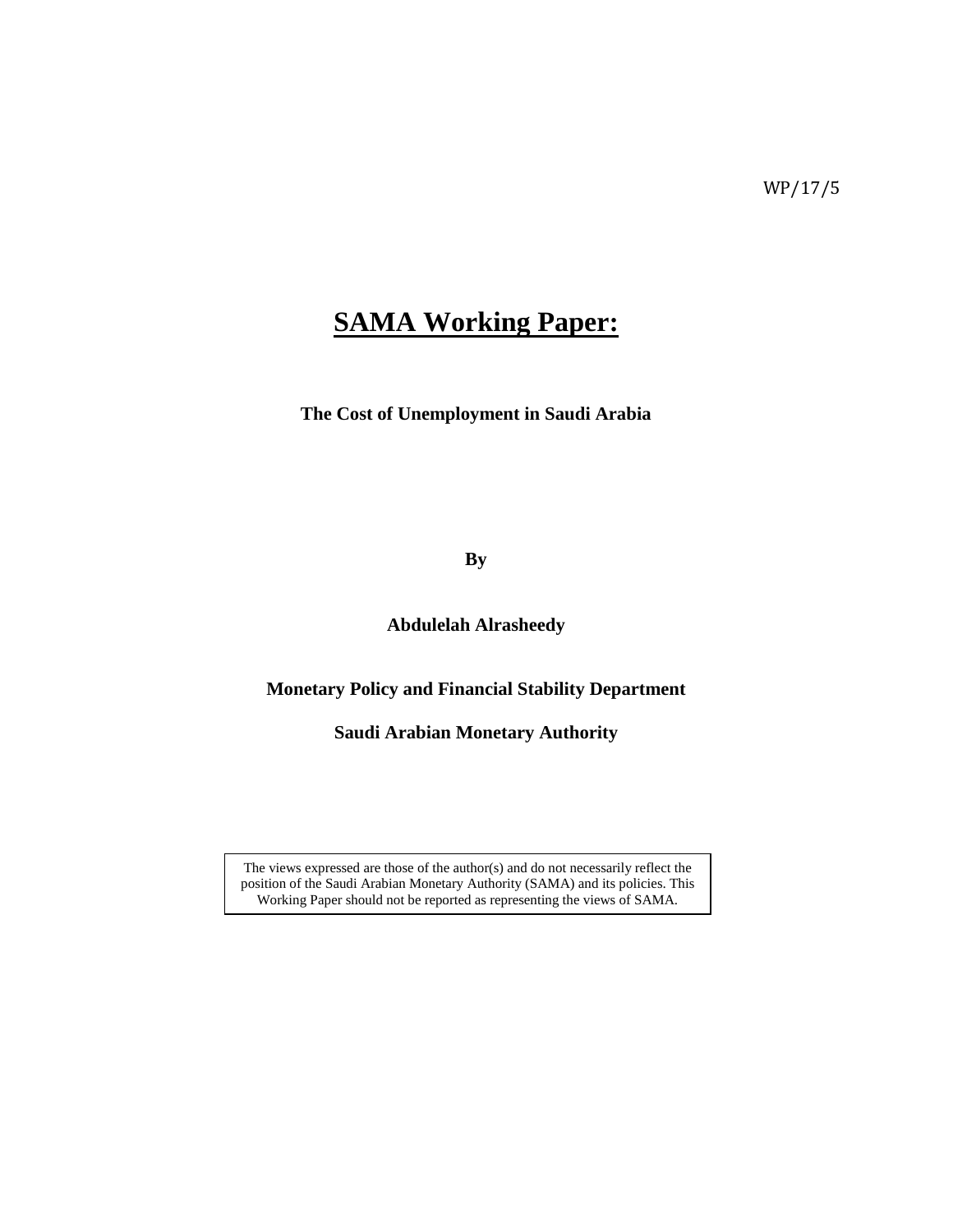WP/17/5

# SAMA Working Paper:

**The Cost of Unemployment in Saudi Arabia**

**By**

**Abdulelah Alrasheedy**

**Monetary Policy and Financial Stability Department**

**Saudi Arabian Monetary Authority**

The views expressed are those of the author(s) and do not necessarily reflect the position of the Saudi Arabian Monetary Authority (SAMA) and its policies. This Working Paper should not be reported as representing the views of SAMA.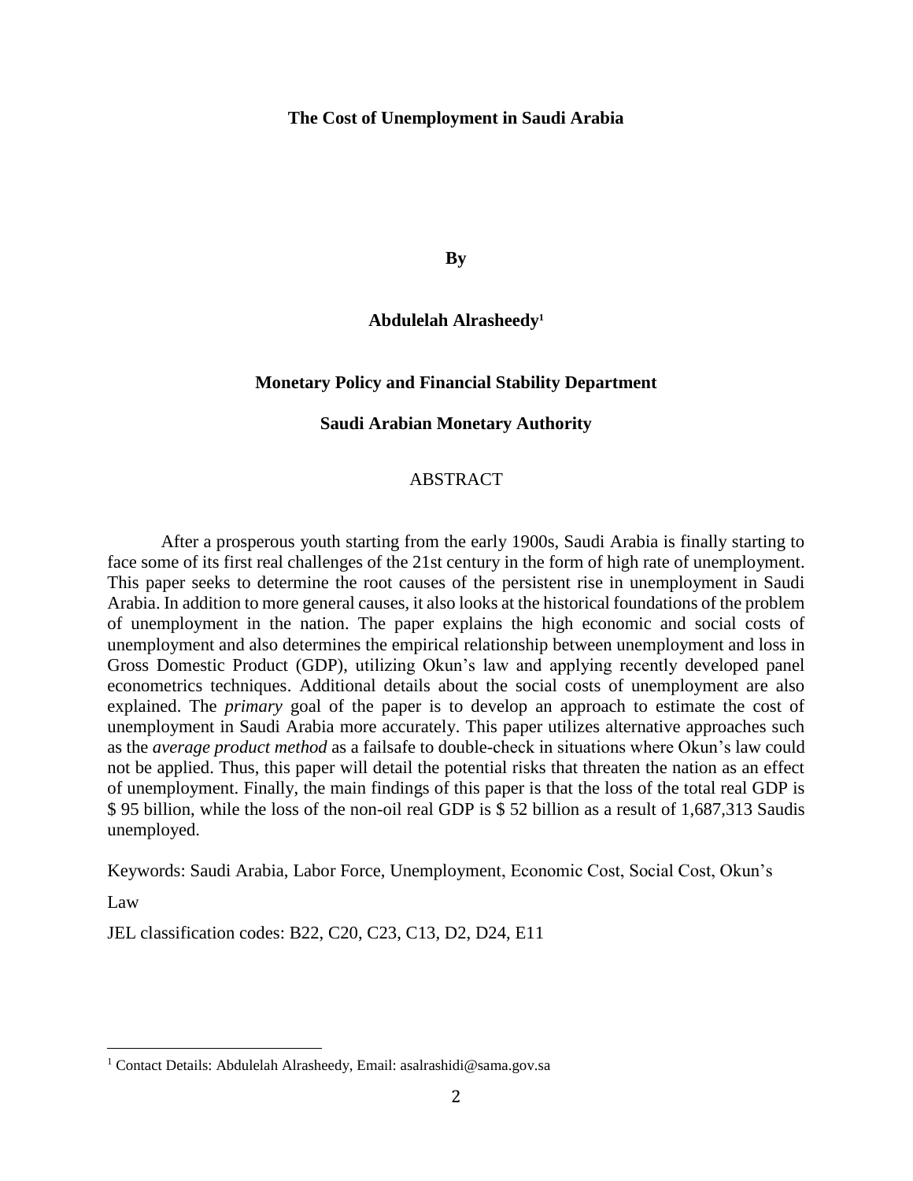# The Cost of Unemployment in Saudi Arabia

**By**

**Abdulelah Alrasheedy[1]**

**Monetary Policy and Financial Stability Department**

**Saudi Arabian Monetary Authority**

## ABSTRACT

After a prosperous youth starting from the early 1900s, Saudi Arabia is finally starting to face some of its first real challenges of the 21st century in the form of high rate of unemployment. This paper seeks to determine the root causes of the persistent rise in unemployment in Saudi Arabia. In addition to more general causes, it also looks at the historical foundations of the problem of unemployment in the nation. The paper explains the high economic and social costs of unemployment and also determines the empirical relationship between unemployment and loss in Gross Domestic Product (GDP), utilizing Okun's law and applying recently developed panel econometrics techniques. Additional details about the social costs of unemployment are also explained. The *primary* goal of the paper is to develop an approach to estimate the cost of unemployment in Saudi Arabia more accurately. This paper utilizes alternative approaches such as the *average product method* as a failsafe to double-check in situations where Okun's law could not be applied. Thus, this paper will detail the potential risks that threaten the nation as an effect of unemployment. Finally, the main findings of this paper is that the loss of the total real GDP is $ 95 billion, while the loss of the non-oil real GDP is $ 52 billion as a result of 1,687,313 Saudis unemployed.

Keywords: Saudi Arabia, Labor Force, Unemployment, Economic Cost, Social Cost, Okun's Law

JEL classification codes: B22, C20, C23, C13, D2, D24, E11

[1] Contact Details: Abdulelah Alrasheedy, Email: asalrashidi@sama.gov.sa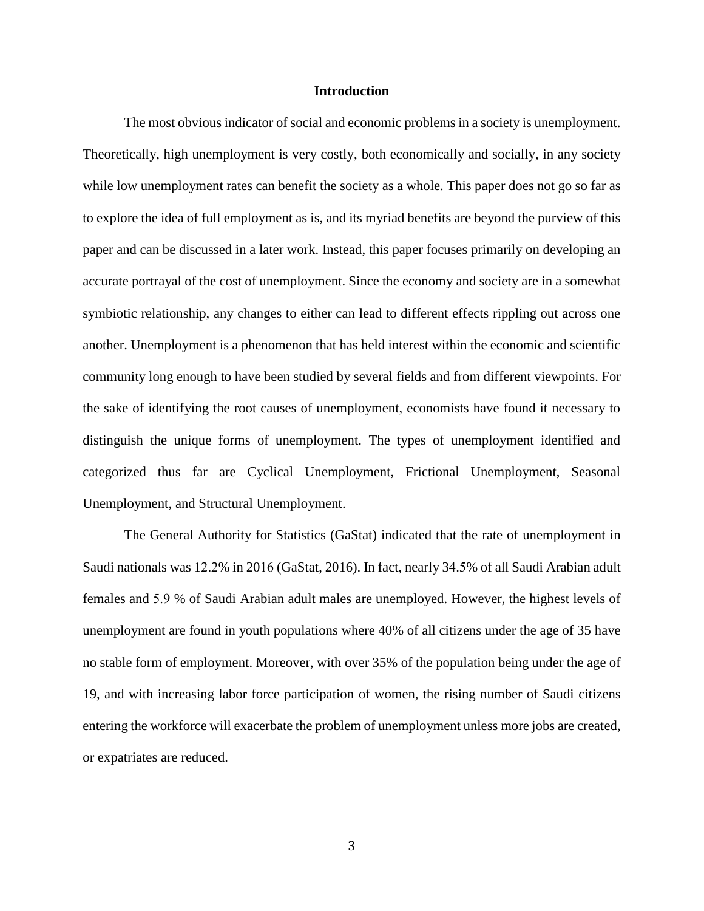# Introduction

The most obvious indicator of social and economic problems in a society is unemployment. Theoretically, high unemployment is very costly, both economically and socially, in any society while low unemployment rates can benefit the society as a whole. This paper does not go so far as to explore the idea of full employment as is, and its myriad benefits are beyond the purview of this paper and can be discussed in a later work. Instead, this paper focuses primarily on developing an accurate portrayal of the cost of unemployment. Since the economy and society are in a somewhat symbiotic relationship, any changes to either can lead to different effects rippling out across one another. Unemployment is a phenomenon that has held interest within the economic and scientific community long enough to have been studied by several fields and from different viewpoints. For the sake of identifying the root causes of unemployment, economists have found it necessary to distinguish the unique forms of unemployment. The types of unemployment identified and categorized thus far are Cyclical Unemployment, Frictional Unemployment, Seasonal Unemployment, and Structural Unemployment.

The General Authority for Statistics (GaStat) indicated that the rate of unemployment in Saudi nationals was 12.2% in 2016 (GaStat, 2016). In fact, nearly 34.5% of all Saudi Arabian adult females and 5.9 % of Saudi Arabian adult males are unemployed. However, the highest levels of unemployment are found in youth populations where 40% of all citizens under the age of 35 have no stable form of employment. Moreover, with over 35% of the population being under the age of 19, and with increasing labor force participation of women, the rising number of Saudi citizens entering the workforce will exacerbate the problem of unemployment unless more jobs are created, or expatriates are reduced.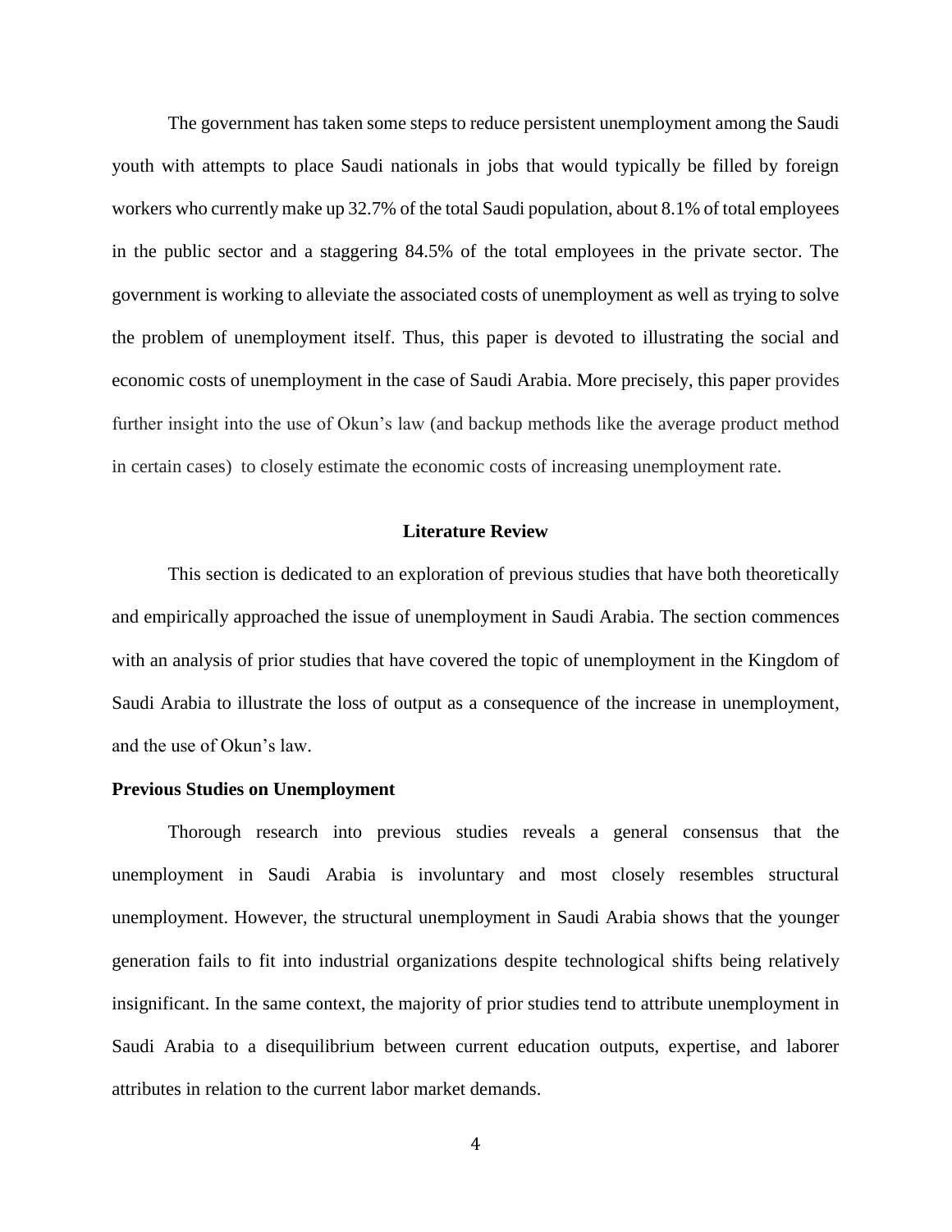The government has taken some steps to reduce persistent unemployment among the Saudi youth with attempts to place Saudi nationals in jobs that would typically be filled by foreign workers who currently make up 32.7% of the total Saudi population, about 8.1% of total employees in the public sector and a staggering 84.5% of the total employees in the private sector. The government is working to alleviate the associated costs of unemployment as well as trying to solve the problem of unemployment itself. Thus, this paper is devoted to illustrating the social and economic costs of unemployment in the case of Saudi Arabia. More precisely, this paper provides further insight into the use of Okun's law (and backup methods like the average product method in certain cases) to closely estimate the economic costs of increasing unemployment rate.

## Literature Review

This section is dedicated to an exploration of previous studies that have both theoretically and empirically approached the issue of unemployment in Saudi Arabia. The section commences with an analysis of prior studies that have covered the topic of unemployment in the Kingdom of Saudi Arabia to illustrate the loss of output as a consequence of the increase in unemployment, and the use of Okun's law.

### Previous Studies on Unemployment

Thorough research into previous studies reveals a general consensus that the unemployment in Saudi Arabia is involuntary and most closely resembles structural unemployment. However, the structural unemployment in Saudi Arabia shows that the younger generation fails to fit into industrial organizations despite technological shifts being relatively insignificant. In the same context, the majority of prior studies tend to attribute unemployment in Saudi Arabia to a disequilibrium between current education outputs, expertise, and laborer attributes in relation to the current labor market demands.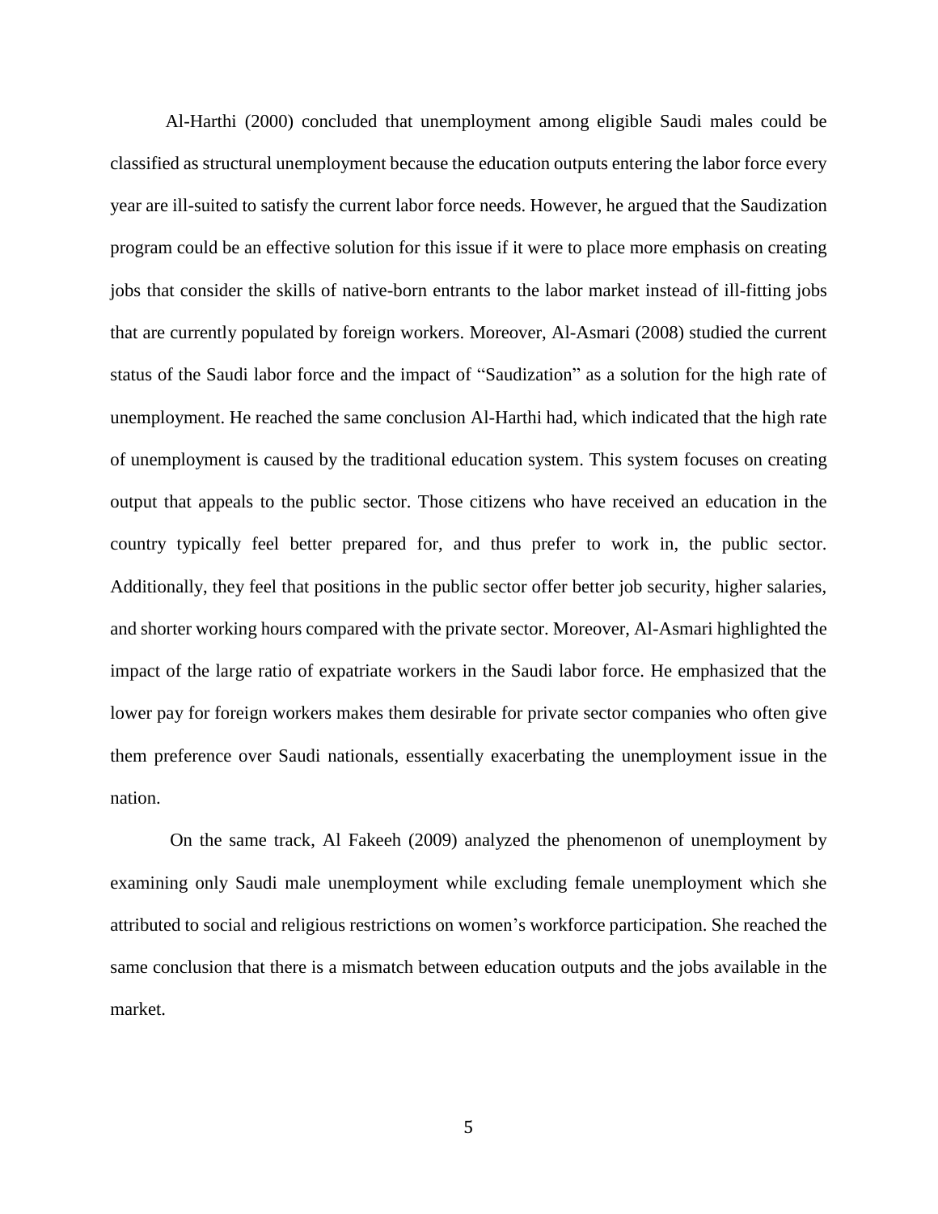Al-Harthi (2000) concluded that unemployment among eligible Saudi males could be classified as structural unemployment because the education outputs entering the labor force every year are ill-suited to satisfy the current labor force needs. However, he argued that the Saudization program could be an effective solution for this issue if it were to place more emphasis on creating jobs that consider the skills of native-born entrants to the labor market instead of ill-fitting jobs that are currently populated by foreign workers. Moreover, Al-Asmari (2008) studied the current status of the Saudi labor force and the impact of "Saudization" as a solution for the high rate of unemployment. He reached the same conclusion Al-Harthi had, which indicated that the high rate of unemployment is caused by the traditional education system. This system focuses on creating output that appeals to the public sector. Those citizens who have received an education in the country typically feel better prepared for, and thus prefer to work in, the public sector. Additionally, they feel that positions in the public sector offer better job security, higher salaries, and shorter working hours compared with the private sector. Moreover, Al-Asmari highlighted the impact of the large ratio of expatriate workers in the Saudi labor force. He emphasized that the lower pay for foreign workers makes them desirable for private sector companies who often give them preference over Saudi nationals, essentially exacerbating the unemployment issue in the nation.

On the same track, Al Fakeeh (2009) analyzed the phenomenon of unemployment by examining only Saudi male unemployment while excluding female unemployment which she attributed to social and religious restrictions on women's workforce participation. She reached the same conclusion that there is a mismatch between education outputs and the jobs available in the market.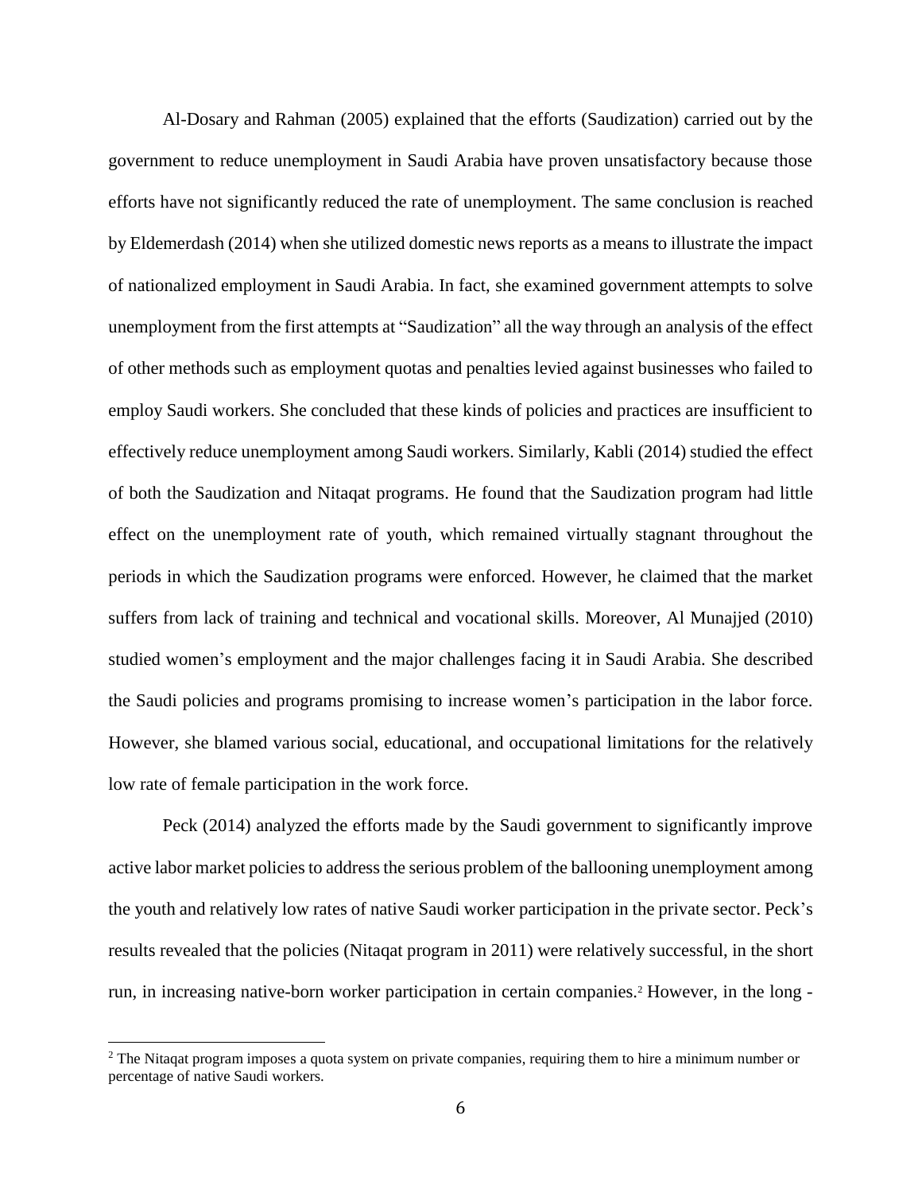Al-Dosary and Rahman (2005) explained that the efforts (Saudization) carried out by the government to reduce unemployment in Saudi Arabia have proven unsatisfactory because those efforts have not significantly reduced the rate of unemployment. The same conclusion is reached by Eldemerdash (2014) when she utilized domestic news reports as a means to illustrate the impact of nationalized employment in Saudi Arabia. In fact, she examined government attempts to solve unemployment from the first attempts at "Saudization" all the way through an analysis of the effect of other methods such as employment quotas and penalties levied against businesses who failed to employ Saudi workers. She concluded that these kinds of policies and practices are insufficient to effectively reduce unemployment among Saudi workers. Similarly, Kabli (2014) studied the effect of both the Saudization and Nitaqat programs. He found that the Saudization program had little effect on the unemployment rate of youth, which remained virtually stagnant throughout the periods in which the Saudization programs were enforced. However, he claimed that the market suffers from lack of training and technical and vocational skills. Moreover, Al Munajjed (2010) studied women's employment and the major challenges facing it in Saudi Arabia. She described the Saudi policies and programs promising to increase women's participation in the labor force. However, she blamed various social, educational, and occupational limitations for the relatively low rate of female participation in the work force.

Peck (2014) analyzed the efforts made by the Saudi government to significantly improve active labor market policies to address the serious problem of the ballooning unemployment among the youth and relatively low rates of native Saudi worker participation in the private sector. Peck's results revealed that the policies (Nitaqat program in 2011) were relatively successful, in the short run, in increasing native-born worker participation in certain companies.[2] However, in the long -

[2] The Nitaqat program imposes a quota system on private companies, requiring them to hire a minimum number or percentage of native Saudi workers.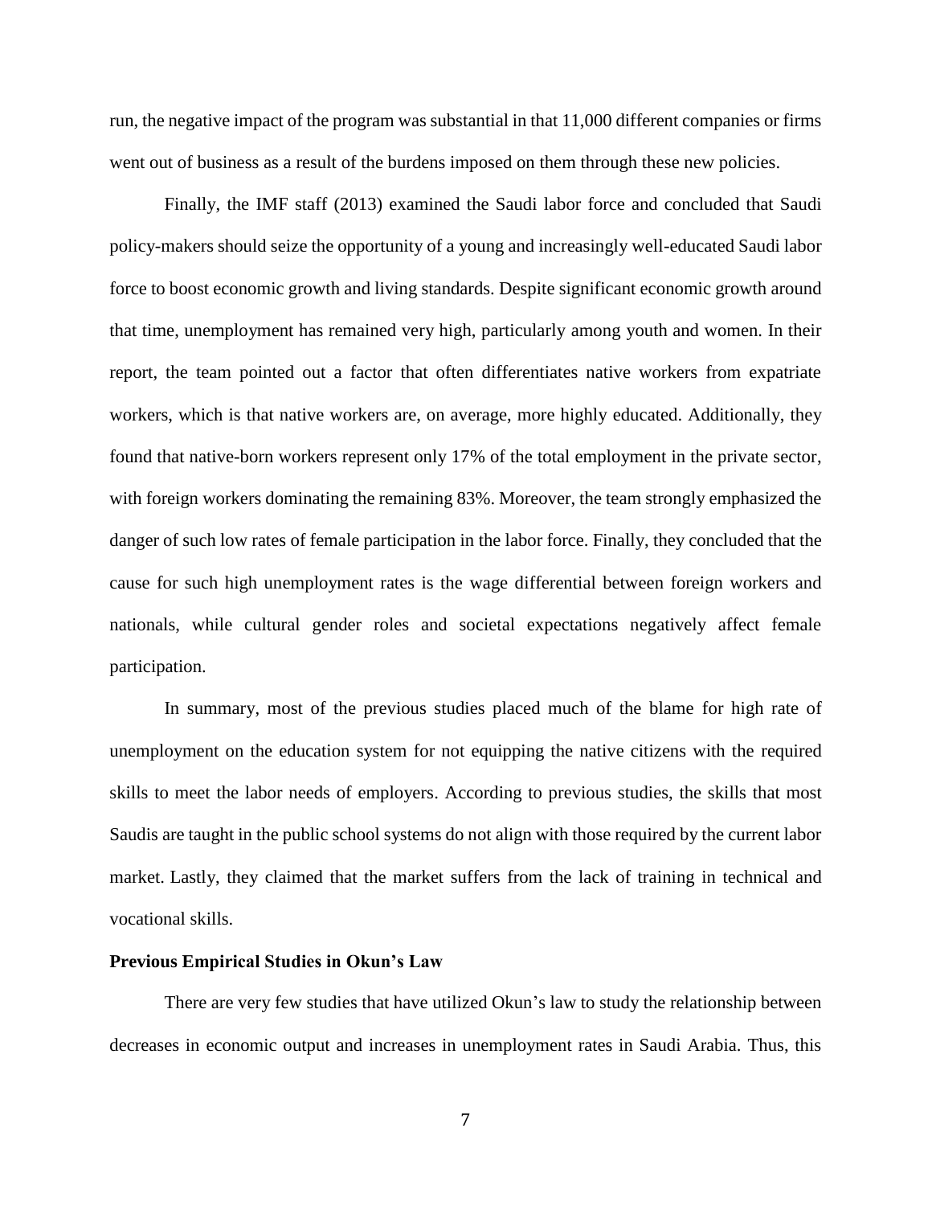run, the negative impact of the program was substantial in that 11,000 different companies or firms went out of business as a result of the burdens imposed on them through these new policies.

Finally, the IMF staff (2013) examined the Saudi labor force and concluded that Saudi policy-makers should seize the opportunity of a young and increasingly well-educated Saudi labor force to boost economic growth and living standards. Despite significant economic growth around that time, unemployment has remained very high, particularly among youth and women. In their report, the team pointed out a factor that often differentiates native workers from expatriate workers, which is that native workers are, on average, more highly educated. Additionally, they found that native-born workers represent only 17% of the total employment in the private sector, with foreign workers dominating the remaining 83%. Moreover, the team strongly emphasized the danger of such low rates of female participation in the labor force. Finally, they concluded that the cause for such high unemployment rates is the wage differential between foreign workers and nationals, while cultural gender roles and societal expectations negatively affect female participation.

In summary, most of the previous studies placed much of the blame for high rate of unemployment on the education system for not equipping the native citizens with the required skills to meet the labor needs of employers. According to previous studies, the skills that most Saudis are taught in the public school systems do not align with those required by the current labor market. Lastly, they claimed that the market suffers from the lack of training in technical and vocational skills.

**Previous Empirical Studies in Okun's Law**

There are very few studies that have utilized Okun's law to study the relationship between decreases in economic output and increases in unemployment rates in Saudi Arabia. Thus, this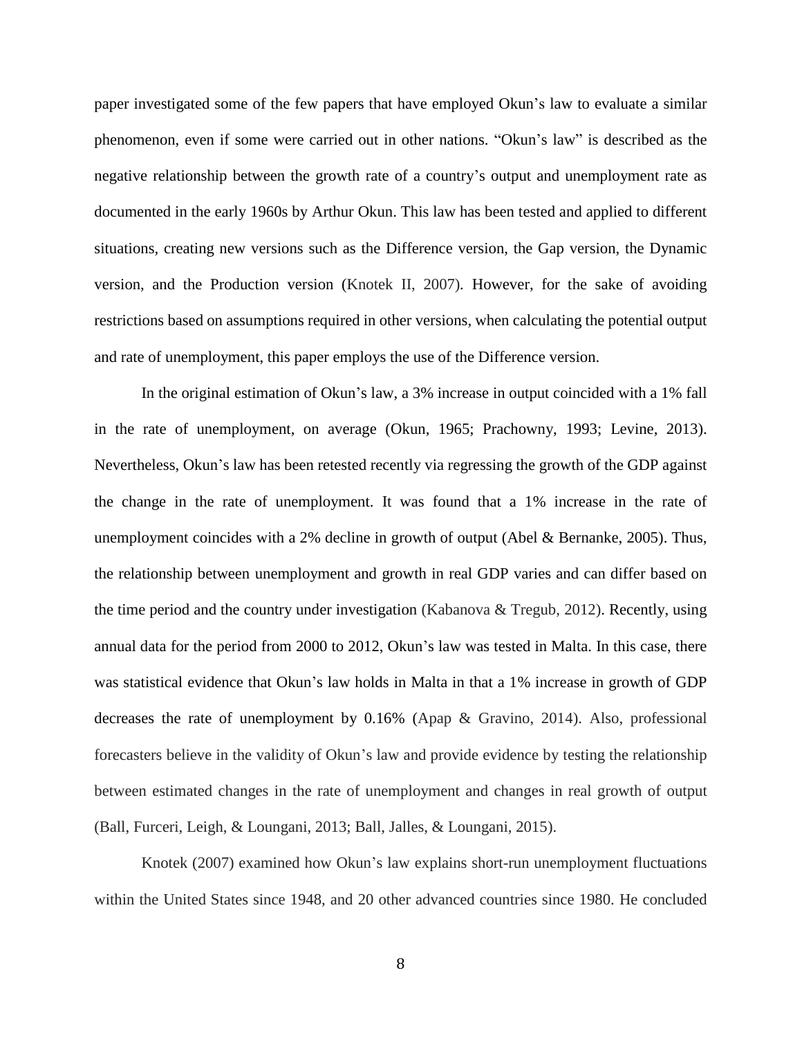paper investigated some of the few papers that have employed Okun's law to evaluate a similar phenomenon, even if some were carried out in other nations. "Okun's law" is described as the negative relationship between the growth rate of a country's output and unemployment rate as documented in the early 1960s by Arthur Okun. This law has been tested and applied to different situations, creating new versions such as the Difference version, the Gap version, the Dynamic version, and the Production version (Knotek II, 2007). However, for the sake of avoiding restrictions based on assumptions required in other versions, when calculating the potential output and rate of unemployment, this paper employs the use of the Difference version.

In the original estimation of Okun's law, a 3% increase in output coincided with a 1% fall in the rate of unemployment, on average (Okun, 1965; Prachowny, 1993; Levine, 2013). Nevertheless, Okun's law has been retested recently via regressing the growth of the GDP against the change in the rate of unemployment. It was found that a 1% increase in the rate of unemployment coincides with a 2% decline in growth of output (Abel & Bernanke, 2005). Thus, the relationship between unemployment and growth in real GDP varies and can differ based on the time period and the country under investigation (Kabanova & Tregub, 2012). Recently, using annual data for the period from 2000 to 2012, Okun's law was tested in Malta. In this case, there was statistical evidence that Okun's law holds in Malta in that a 1% increase in growth of GDP decreases the rate of unemployment by 0.16% (Apap & Gravino, 2014). Also, professional forecasters believe in the validity of Okun's law and provide evidence by testing the relationship between estimated changes in the rate of unemployment and changes in real growth of output (Ball, Furceri, Leigh, & Loungani, 2013; Ball, Jalles, & Loungani, 2015).

Knotek (2007) examined how Okun's law explains short-run unemployment fluctuations within the United States since 1948, and 20 other advanced countries since 1980. He concluded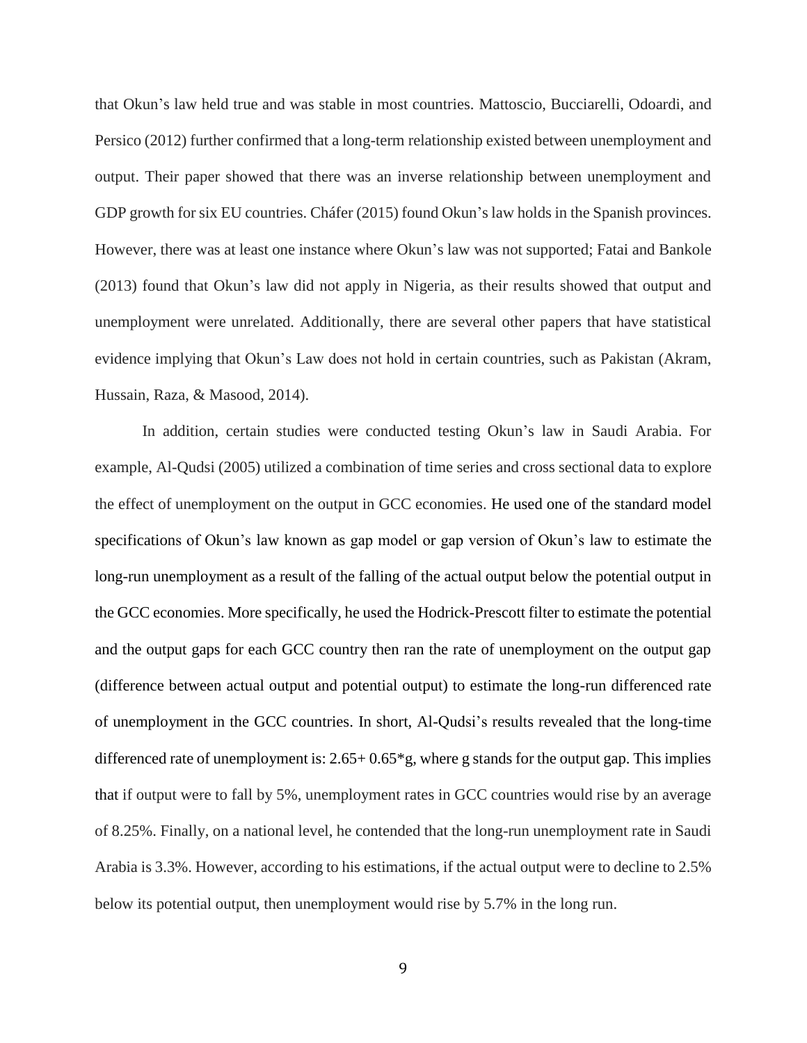that Okun's law held true and was stable in most countries. Mattoscio, Bucciarelli, Odoardi, and Persico (2012) further confirmed that a long-term relationship existed between unemployment and output. Their paper showed that there was an inverse relationship between unemployment and GDP growth for six EU countries. Cháfer (2015) found Okun's law holds in the Spanish provinces. However, there was at least one instance where Okun's law was not supported; Fatai and Bankole (2013) found that Okun's law did not apply in Nigeria, as their results showed that output and unemployment were unrelated. Additionally, there are several other papers that have statistical evidence implying that Okun's Law does not hold in certain countries, such as Pakistan (Akram, Hussain, Raza, & Masood, 2014).

In addition, certain studies were conducted testing Okun's law in Saudi Arabia. For example, Al-Qudsi (2005) utilized a combination of time series and cross sectional data to explore the effect of unemployment on the output in GCC economies. He used one of the standard model specifications of Okun's law known as gap model or gap version of Okun's law to estimate the long-run unemployment as a result of the falling of the actual output below the potential output in the GCC economies. More specifically, he used the Hodrick-Prescott filter to estimate the potential and the output gaps for each GCC country then ran the rate of unemployment on the output gap (difference between actual output and potential output) to estimate the long-run differenced rate of unemployment in the GCC countries. In short, Al-Qudsi's results revealed that the long-time differenced rate of unemployment is: $2.65 + 0.65 * g$, where g stands for the output gap. This implies that if output were to fall by 5%, unemployment rates in GCC countries would rise by an average of 8.25%. Finally, on a national level, he contended that the long-run unemployment rate in Saudi Arabia is 3.3%. However, according to his estimations, if the actual output were to decline to 2.5% below its potential output, then unemployment would rise by 5.7% in the long run.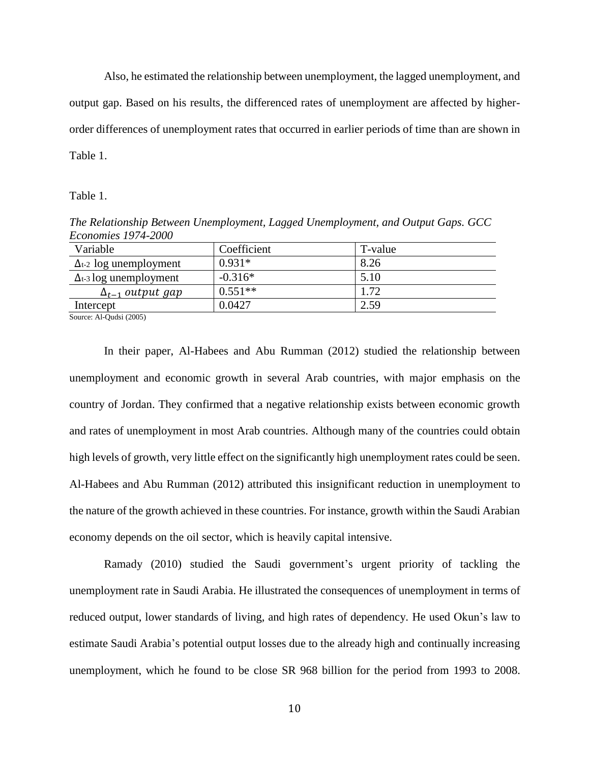Also, he estimated the relationship between unemployment, the lagged unemployment, and output gap. Based on his results, the differenced rates of unemployment are affected by higher-order differences of unemployment rates that occurred in earlier periods of time than are shown in Table 1.

Table 1.

*The Relationship Between Unemployment, Lagged Unemployment, and Output Gaps. GCC Economies 1974-2000*

| Variable | Coefficient | T-value |
|---|---|---|
| $\Delta_{t-2}$ log unemployment | 0.931* | 8.26 |
| $\Delta_{t-3}$ log unemployment | -0.316* | 5.10 |
| $\Delta_{t-1}$ *output gap* | 0.551** | 1.72 |
| Intercept | 0.0427 | 2.59 |

Source: Al-Qudsi (2005)

In their paper, Al-Habees and Abu Rumman (2012) studied the relationship between unemployment and economic growth in several Arab countries, with major emphasis on the country of Jordan. They confirmed that a negative relationship exists between economic growth and rates of unemployment in most Arab countries. Although many of the countries could obtain high levels of growth, very little effect on the significantly high unemployment rates could be seen. Al-Habees and Abu Rumman (2012) attributed this insignificant reduction in unemployment to the nature of the growth achieved in these countries. For instance, growth within the Saudi Arabian economy depends on the oil sector, which is heavily capital intensive.

Ramady (2010) studied the Saudi government's urgent priority of tackling the unemployment rate in Saudi Arabia. He illustrated the consequences of unemployment in terms of reduced output, lower standards of living, and high rates of dependency. He used Okun's law to estimate Saudi Arabia's potential output losses due to the already high and continually increasing unemployment, which he found to be close SR 968 billion for the period from 1993 to 2008.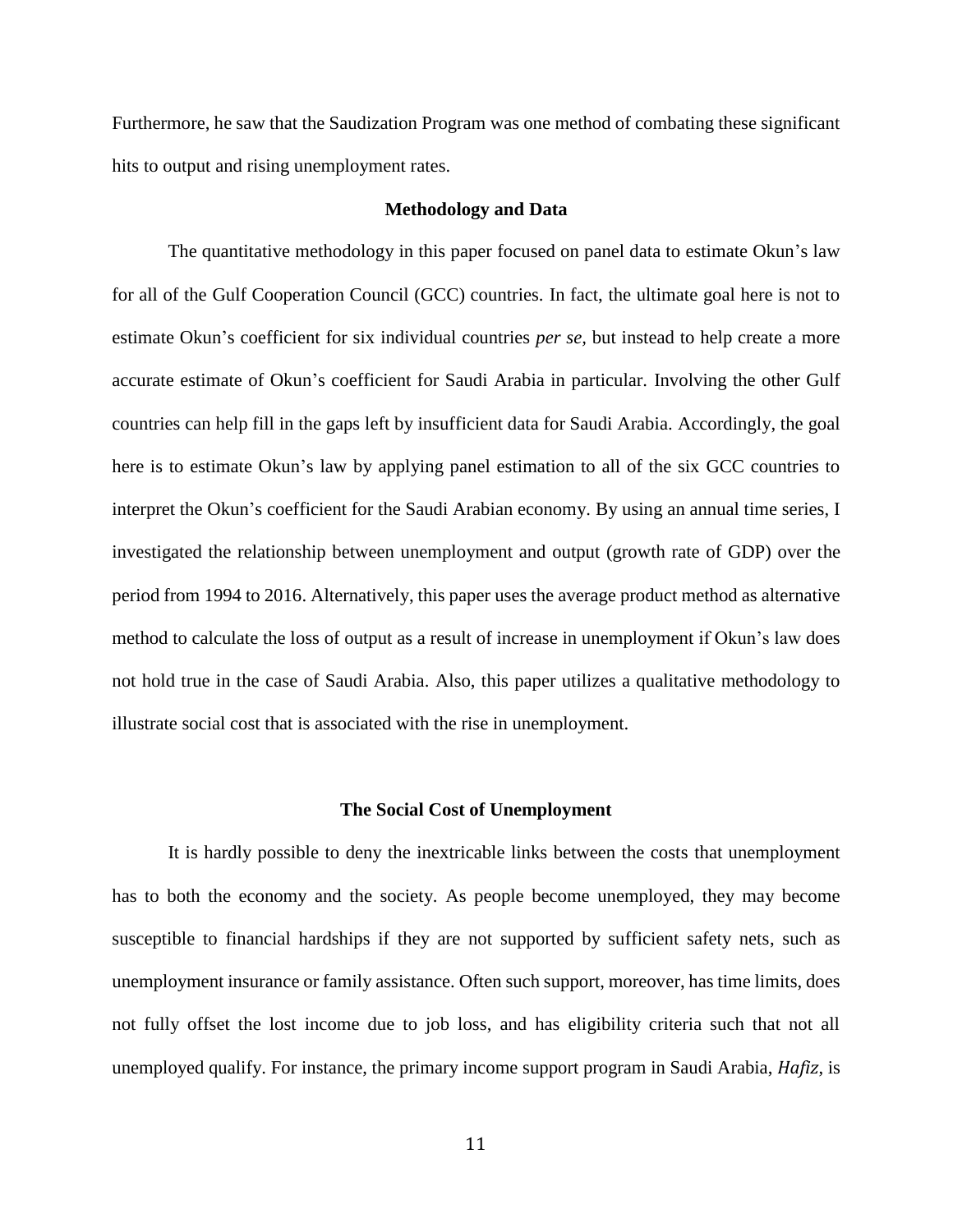Furthermore, he saw that the Saudization Program was one method of combating these significant hits to output and rising unemployment rates.

## Methodology and Data

The quantitative methodology in this paper focused on panel data to estimate Okun's law for all of the Gulf Cooperation Council (GCC) countries. In fact, the ultimate goal here is not to estimate Okun's coefficient for six individual countries *per se*, but instead to help create a more accurate estimate of Okun's coefficient for Saudi Arabia in particular. Involving the other Gulf countries can help fill in the gaps left by insufficient data for Saudi Arabia. Accordingly, the goal here is to estimate Okun's law by applying panel estimation to all of the six GCC countries to interpret the Okun's coefficient for the Saudi Arabian economy. By using an annual time series, I investigated the relationship between unemployment and output (growth rate of GDP) over the period from 1994 to 2016. Alternatively, this paper uses the average product method as alternative method to calculate the loss of output as a result of increase in unemployment if Okun's law does not hold true in the case of Saudi Arabia. Also, this paper utilizes a qualitative methodology to illustrate social cost that is associated with the rise in unemployment.

## The Social Cost of Unemployment

It is hardly possible to deny the inextricable links between the costs that unemployment has to both the economy and the society. As people become unemployed, they may become susceptible to financial hardships if they are not supported by sufficient safety nets, such as unemployment insurance or family assistance. Often such support, moreover, has time limits, does not fully offset the lost income due to job loss, and has eligibility criteria such that not all unemployed qualify. For instance, the primary income support program in Saudi Arabia, *Hafiz*, is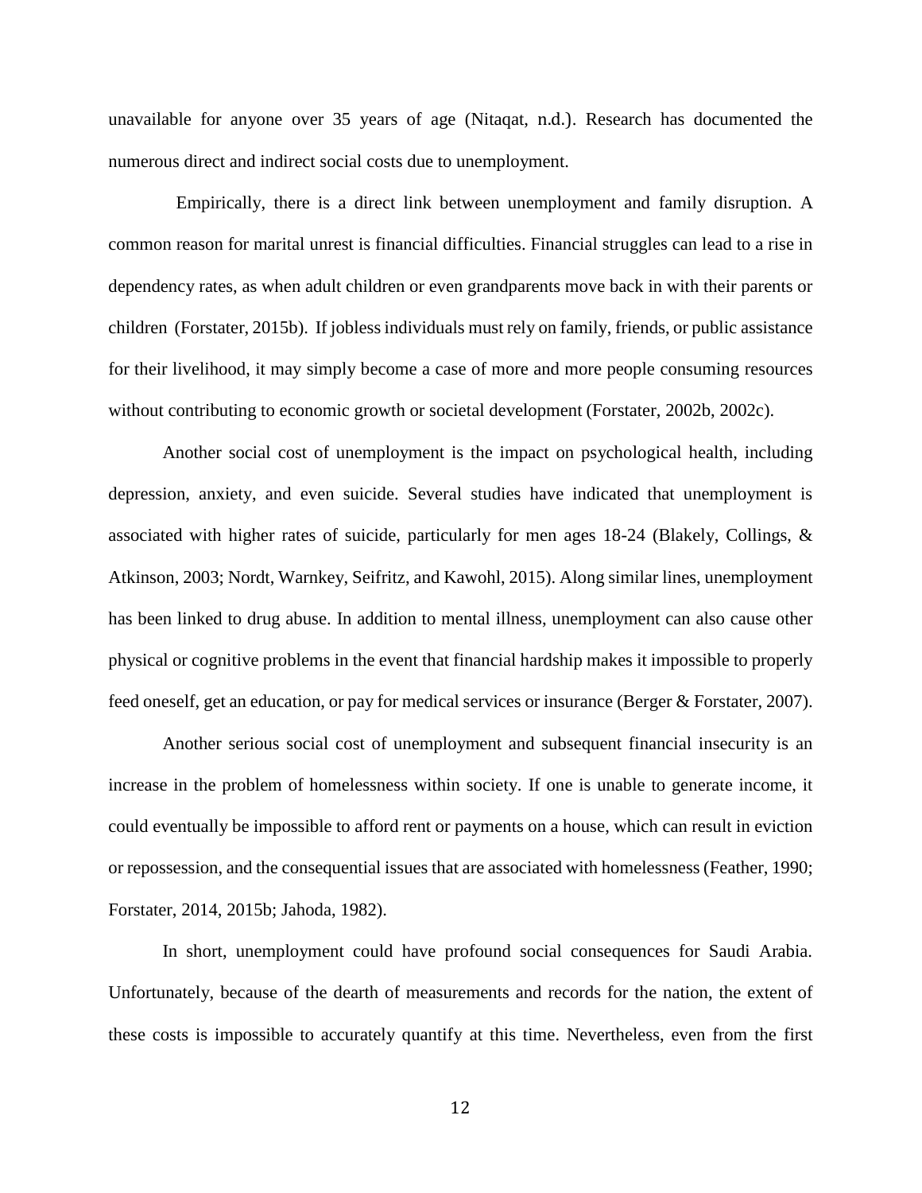unavailable for anyone over 35 years of age (Nitaqat, n.d.). Research has documented the numerous direct and indirect social costs due to unemployment.

Empirically, there is a direct link between unemployment and family disruption. A common reason for marital unrest is financial difficulties. Financial struggles can lead to a rise in dependency rates, as when adult children or even grandparents move back in with their parents or children (Forstater, 2015b). If jobless individuals must rely on family, friends, or public assistance for their livelihood, it may simply become a case of more and more people consuming resources without contributing to economic growth or societal development (Forstater, 2002b, 2002c).

Another social cost of unemployment is the impact on psychological health, including depression, anxiety, and even suicide. Several studies have indicated that unemployment is associated with higher rates of suicide, particularly for men ages 18-24 (Blakely, Collings, & Atkinson, 2003; Nordt, Warnkey, Seifritz, and Kawohl, 2015). Along similar lines, unemployment has been linked to drug abuse. In addition to mental illness, unemployment can also cause other physical or cognitive problems in the event that financial hardship makes it impossible to properly feed oneself, get an education, or pay for medical services or insurance (Berger & Forstater, 2007).

Another serious social cost of unemployment and subsequent financial insecurity is an increase in the problem of homelessness within society. If one is unable to generate income, it could eventually be impossible to afford rent or payments on a house, which can result in eviction or repossession, and the consequential issues that are associated with homelessness (Feather, 1990; Forstater, 2014, 2015b; Jahoda, 1982).

In short, unemployment could have profound social consequences for Saudi Arabia. Unfortunately, because of the dearth of measurements and records for the nation, the extent of these costs is impossible to accurately quantify at this time. Nevertheless, even from the first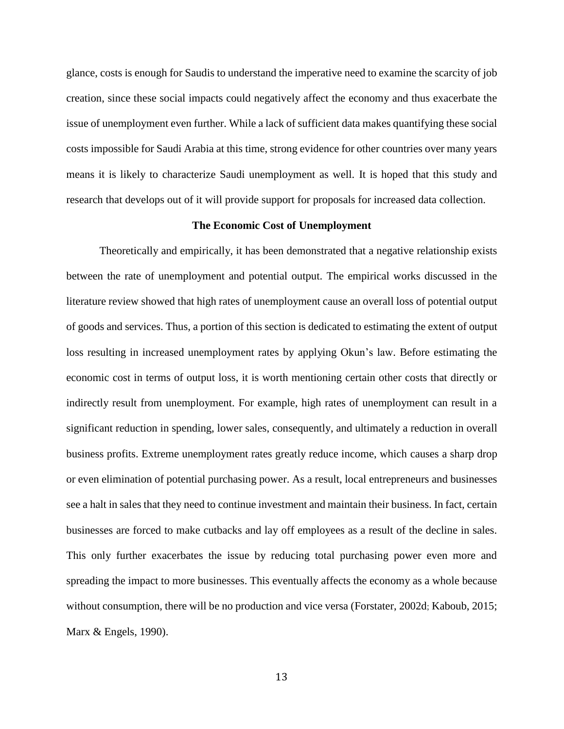glance, costs is enough for Saudis to understand the imperative need to examine the scarcity of job creation, since these social impacts could negatively affect the economy and thus exacerbate the issue of unemployment even further. While a lack of sufficient data makes quantifying these social costs impossible for Saudi Arabia at this time, strong evidence for other countries over many years means it is likely to characterize Saudi unemployment as well. It is hoped that this study and research that develops out of it will provide support for proposals for increased data collection.

## The Economic Cost of Unemployment

Theoretically and empirically, it has been demonstrated that a negative relationship exists between the rate of unemployment and potential output. The empirical works discussed in the literature review showed that high rates of unemployment cause an overall loss of potential output of goods and services. Thus, a portion of this section is dedicated to estimating the extent of output loss resulting in increased unemployment rates by applying Okun's law. Before estimating the economic cost in terms of output loss, it is worth mentioning certain other costs that directly or indirectly result from unemployment. For example, high rates of unemployment can result in a significant reduction in spending, lower sales, consequently, and ultimately a reduction in overall business profits. Extreme unemployment rates greatly reduce income, which causes a sharp drop or even elimination of potential purchasing power. As a result, local entrepreneurs and businesses see a halt in sales that they need to continue investment and maintain their business. In fact, certain businesses are forced to make cutbacks and lay off employees as a result of the decline in sales. This only further exacerbates the issue by reducing total purchasing power even more and spreading the impact to more businesses. This eventually affects the economy as a whole because without consumption, there will be no production and vice versa (Forstater, 2002d; Kaboub, 2015; Marx & Engels, 1990).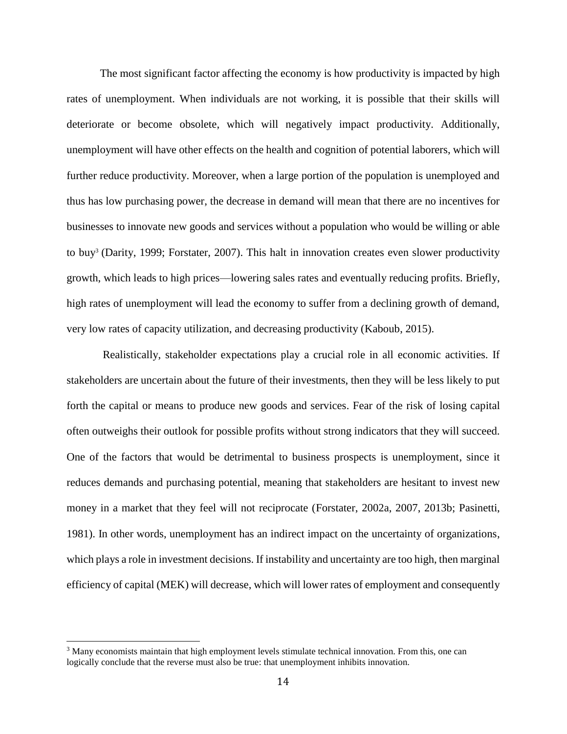The most significant factor affecting the economy is how productivity is impacted by high rates of unemployment. When individuals are not working, it is possible that their skills will deteriorate or become obsolete, which will negatively impact productivity. Additionally, unemployment will have other effects on the health and cognition of potential laborers, which will further reduce productivity. Moreover, when a large portion of the population is unemployed and thus has low purchasing power, the decrease in demand will mean that there are no incentives for businesses to innovate new goods and services without a population who would be willing or able to buy[3] (Darity, 1999; Forstater, 2007). This halt in innovation creates even slower productivity growth, which leads to high prices—lowering sales rates and eventually reducing profits. Briefly, high rates of unemployment will lead the economy to suffer from a declining growth of demand, very low rates of capacity utilization, and decreasing productivity (Kaboub, 2015).

Realistically, stakeholder expectations play a crucial role in all economic activities. If stakeholders are uncertain about the future of their investments, then they will be less likely to put forth the capital or means to produce new goods and services. Fear of the risk of losing capital often outweighs their outlook for possible profits without strong indicators that they will succeed. One of the factors that would be detrimental to business prospects is unemployment, since it reduces demands and purchasing potential, meaning that stakeholders are hesitant to invest new money in a market that they feel will not reciprocate (Forstater, 2002a, 2007, 2013b; Pasinetti, 1981). In other words, unemployment has an indirect impact on the uncertainty of organizations, which plays a role in investment decisions. If instability and uncertainty are too high, then marginal efficiency of capital (MEK) will decrease, which will lower rates of employment and consequently

[3] Many economists maintain that high employment levels stimulate technical innovation. From this, one can logically conclude that the reverse must also be true: that unemployment inhibits innovation.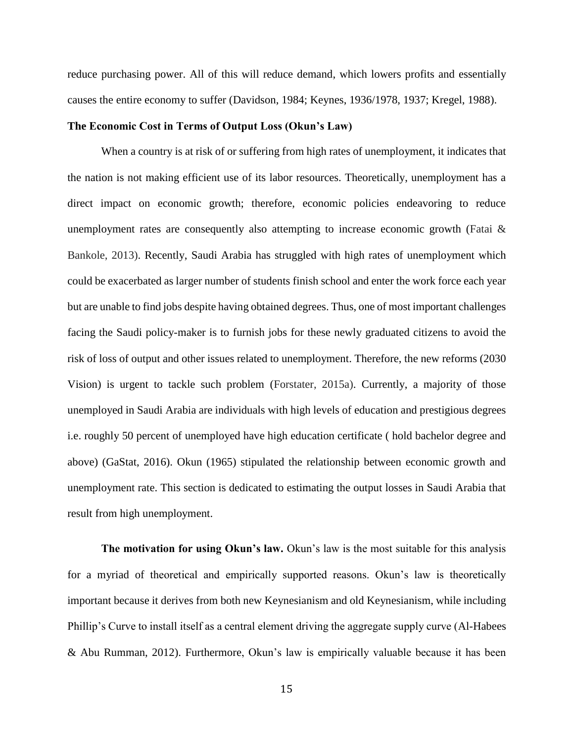reduce purchasing power. All of this will reduce demand, which lowers profits and essentially causes the entire economy to suffer (Davidson, 1984; Keynes, 1936/1978, 1937; Kregel, 1988).

### The Economic Cost in Terms of Output Loss (Okun's Law)

When a country is at risk of or suffering from high rates of unemployment, it indicates that the nation is not making efficient use of its labor resources. Theoretically, unemployment has a direct impact on economic growth; therefore, economic policies endeavoring to reduce unemployment rates are consequently also attempting to increase economic growth (Fatai & Bankole, 2013). Recently, Saudi Arabia has struggled with high rates of unemployment which could be exacerbated as larger number of students finish school and enter the work force each year but are unable to find jobs despite having obtained degrees. Thus, one of most important challenges facing the Saudi policy-maker is to furnish jobs for these newly graduated citizens to avoid the risk of loss of output and other issues related to unemployment. Therefore, the new reforms (2030 Vision) is urgent to tackle such problem (Forstater, 2015a). Currently, a majority of those unemployed in Saudi Arabia are individuals with high levels of education and prestigious degrees i.e. roughly 50 percent of unemployed have high education certificate ( hold bachelor degree and above) (GaStat, 2016). Okun (1965) stipulated the relationship between economic growth and unemployment rate. This section is dedicated to estimating the output losses in Saudi Arabia that result from high unemployment.

**The motivation for using Okun's law.** Okun's law is the most suitable for this analysis for a myriad of theoretical and empirically supported reasons. Okun's law is theoretically important because it derives from both new Keynesianism and old Keynesianism, while including Phillip's Curve to install itself as a central element driving the aggregate supply curve (Al-Habees & Abu Rumman, 2012). Furthermore, Okun's law is empirically valuable because it has been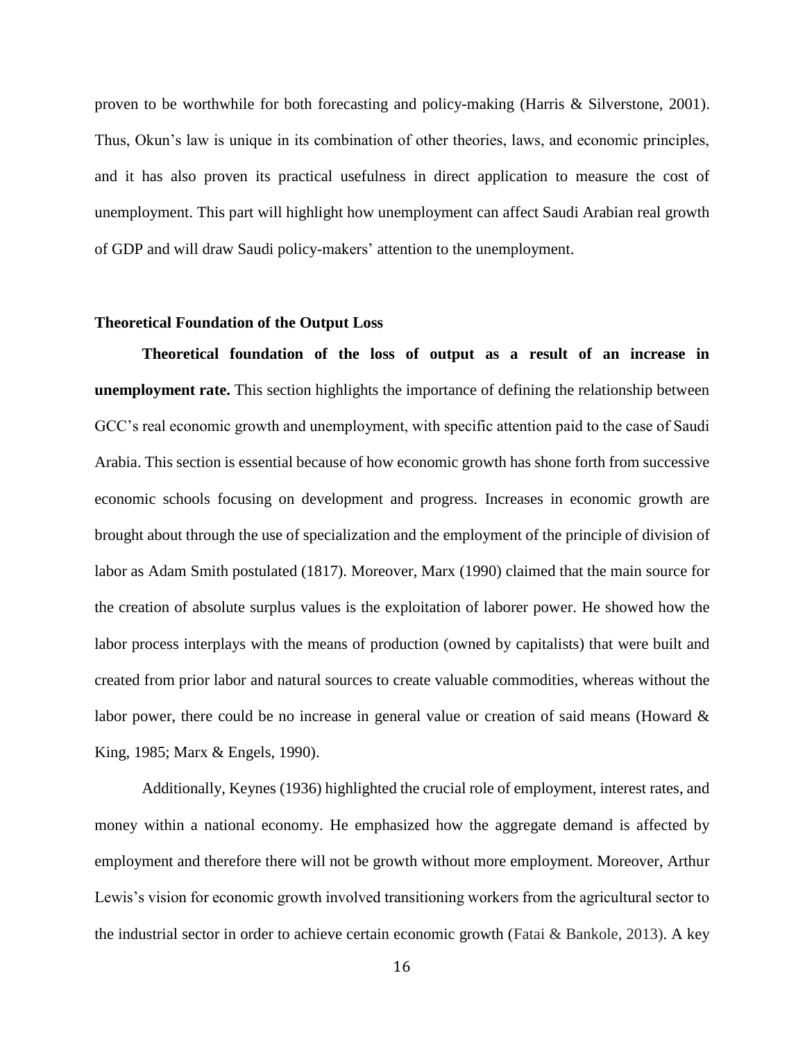proven to be worthwhile for both forecasting and policy-making (Harris & Silverstone, 2001). Thus, Okun's law is unique in its combination of other theories, laws, and economic principles, and it has also proven its practical usefulness in direct application to measure the cost of unemployment. This part will highlight how unemployment can affect Saudi Arabian real growth of GDP and will draw Saudi policy-makers' attention to the unemployment.

### Theoretical Foundation of the Output Loss

**Theoretical foundation of the loss of output as a result of an increase in unemployment rate.** This section highlights the importance of defining the relationship between GCC's real economic growth and unemployment, with specific attention paid to the case of Saudi Arabia. This section is essential because of how economic growth has shone forth from successive economic schools focusing on development and progress. Increases in economic growth are brought about through the use of specialization and the employment of the principle of division of labor as Adam Smith postulated (1817). Moreover, Marx (1990) claimed that the main source for the creation of absolute surplus values is the exploitation of laborer power. He showed how the labor process interplays with the means of production (owned by capitalists) that were built and created from prior labor and natural sources to create valuable commodities, whereas without the labor power, there could be no increase in general value or creation of said means (Howard & King, 1985; Marx & Engels, 1990).

Additionally, Keynes (1936) highlighted the crucial role of employment, interest rates, and money within a national economy. He emphasized how the aggregate demand is affected by employment and therefore there will not be growth without more employment. Moreover, Arthur Lewis's vision for economic growth involved transitioning workers from the agricultural sector to the industrial sector in order to achieve certain economic growth (Fatai & Bankole, 2013). A key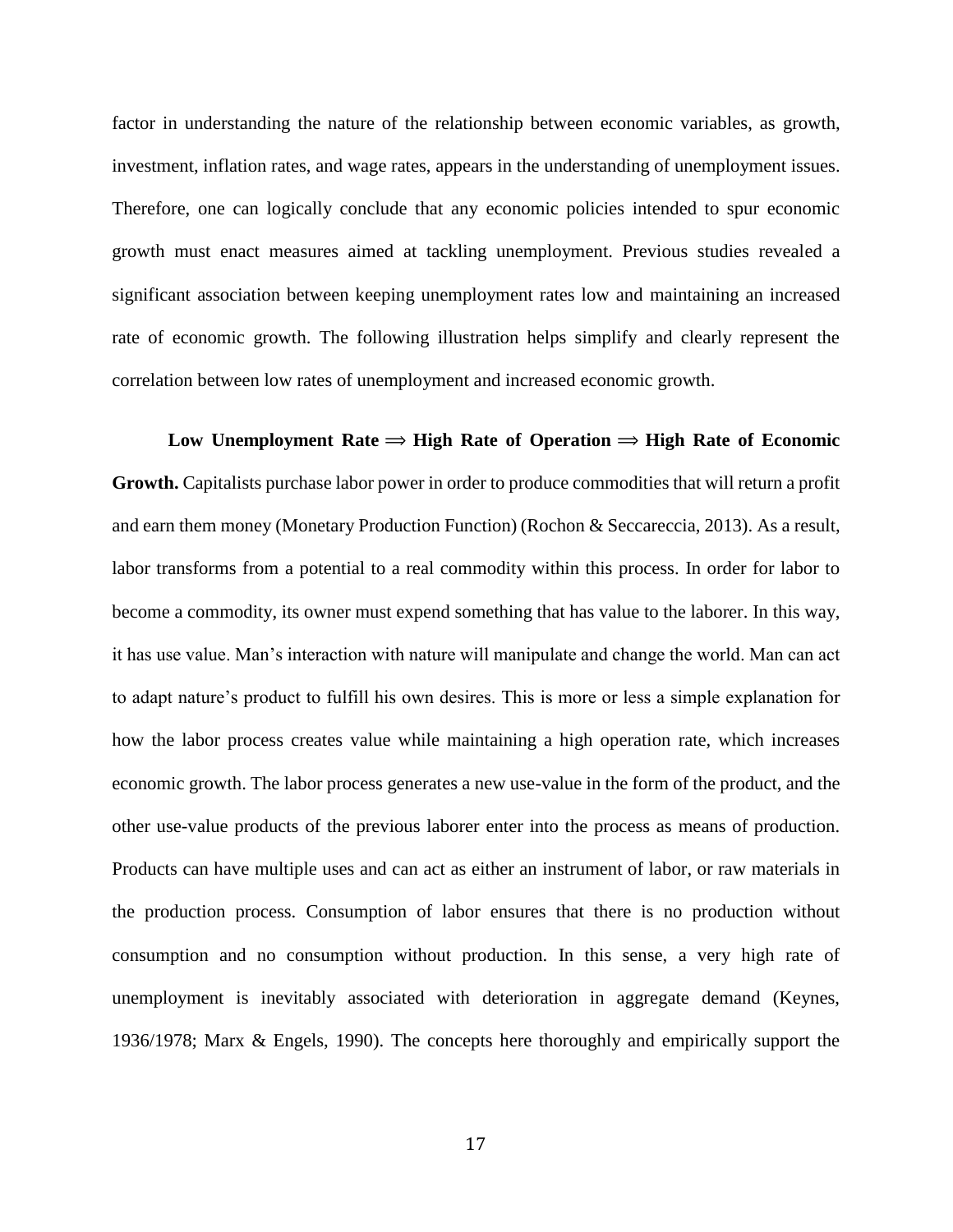factor in understanding the nature of the relationship between economic variables, as growth, investment, inflation rates, and wage rates, appears in the understanding of unemployment issues. Therefore, one can logically conclude that any economic policies intended to spur economic growth must enact measures aimed at tackling unemployment. Previous studies revealed a significant association between keeping unemployment rates low and maintaining an increased rate of economic growth. The following illustration helps simplify and clearly represent the correlation between low rates of unemployment and increased economic growth.

**Low Unemployment Rate ⟹ High Rate of Operation ⟹ High Rate of Economic Growth.** Capitalists purchase labor power in order to produce commodities that will return a profit and earn them money (Monetary Production Function) (Rochon & Seccareccia, 2013). As a result, labor transforms from a potential to a real commodity within this process. In order for labor to become a commodity, its owner must expend something that has value to the laborer. In this way, it has use value. Man's interaction with nature will manipulate and change the world. Man can act to adapt nature's product to fulfill his own desires. This is more or less a simple explanation for how the labor process creates value while maintaining a high operation rate, which increases economic growth. The labor process generates a new use-value in the form of the product, and the other use-value products of the previous laborer enter into the process as means of production. Products can have multiple uses and can act as either an instrument of labor, or raw materials in the production process. Consumption of labor ensures that there is no production without consumption and no consumption without production. In this sense, a very high rate of unemployment is inevitably associated with deterioration in aggregate demand (Keynes, 1936/1978; Marx & Engels, 1990). The concepts here thoroughly and empirically support the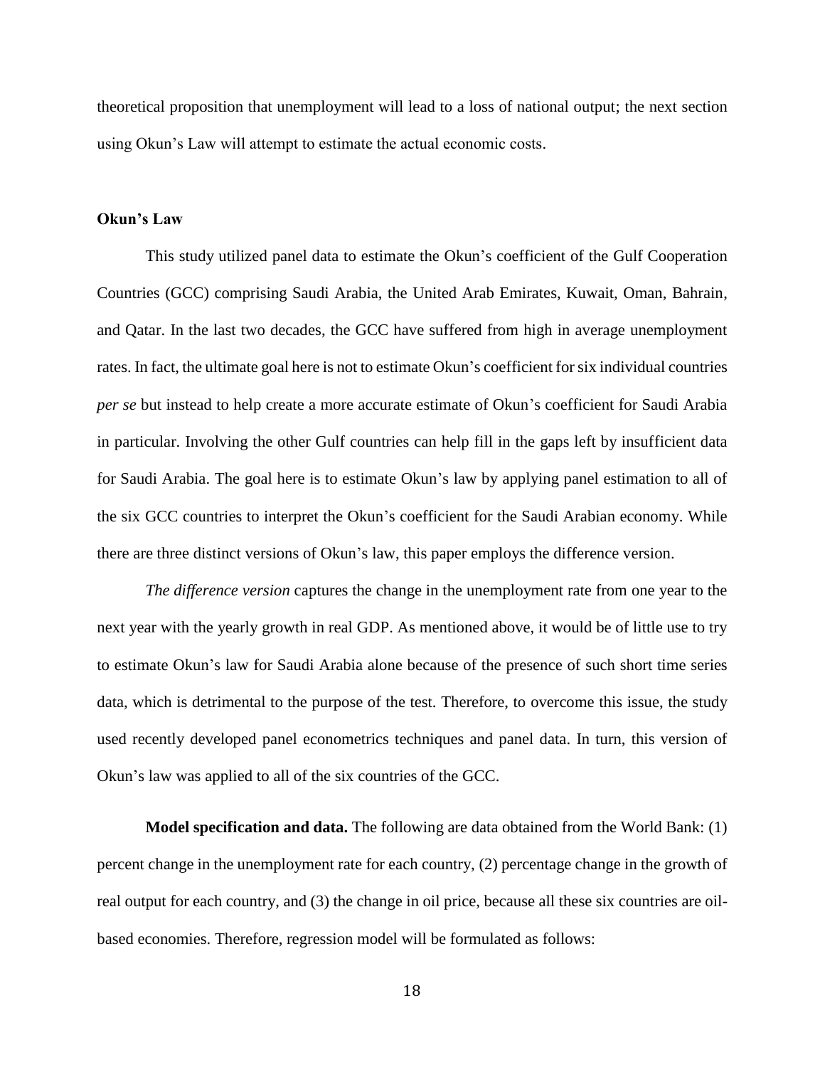theoretical proposition that unemployment will lead to a loss of national output; the next section using Okun's Law will attempt to estimate the actual economic costs.

## Okun's Law

This study utilized panel data to estimate the Okun's coefficient of the Gulf Cooperation Countries (GCC) comprising Saudi Arabia, the United Arab Emirates, Kuwait, Oman, Bahrain, and Qatar. In the last two decades, the GCC have suffered from high in average unemployment rates. In fact, the ultimate goal here is not to estimate Okun's coefficient for six individual countries *per se* but instead to help create a more accurate estimate of Okun's coefficient for Saudi Arabia in particular. Involving the other Gulf countries can help fill in the gaps left by insufficient data for Saudi Arabia. The goal here is to estimate Okun's law by applying panel estimation to all of the six GCC countries to interpret the Okun's coefficient for the Saudi Arabian economy. While there are three distinct versions of Okun's law, this paper employs the difference version.

*The difference version* captures the change in the unemployment rate from one year to the next year with the yearly growth in real GDP. As mentioned above, it would be of little use to try to estimate Okun's law for Saudi Arabia alone because of the presence of such short time series data, which is detrimental to the purpose of the test. Therefore, to overcome this issue, the study used recently developed panel econometrics techniques and panel data. In turn, this version of Okun's law was applied to all of the six countries of the GCC.

**Model specification and data.** The following are data obtained from the World Bank: (1) percent change in the unemployment rate for each country, (2) percentage change in the growth of real output for each country, and (3) the change in oil price, because all these six countries are oil-based economies. Therefore, regression model will be formulated as follows: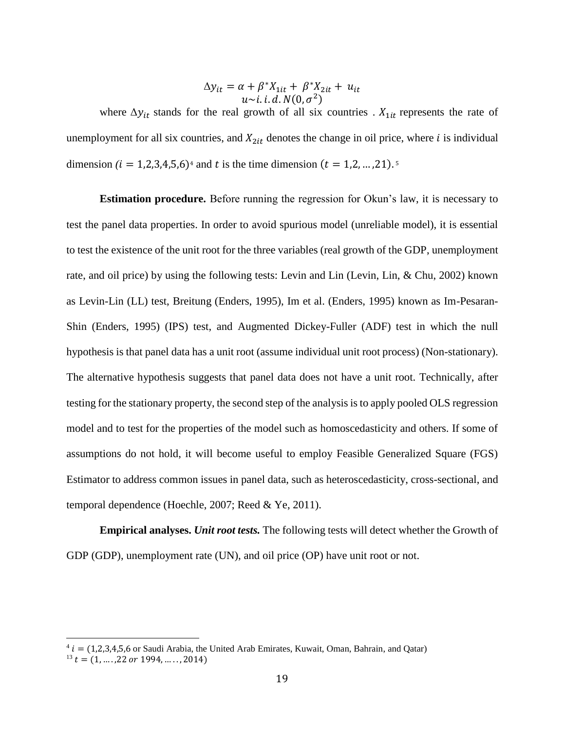$$\Delta y_{it} = \alpha + \beta^{*} X_{1it} + \beta^{*} X_{2it} + u_{it}$$
$$u \sim i.i.d.\, N(0, \sigma^2)$$

where $\Delta y_{it}$ stands for the real growth of all six countries . $X_{1it}$ represents the rate of unemployment for all six countries, and $X_{2it}$ denotes the change in oil price, where $i$ is individual dimension $(i = 1,2,3,4,5,6)$[4] and $t$ is the time dimension $(t = 1,2, \dots, 21)$.[5]

**Estimation procedure.** Before running the regression for Okun's law, it is necessary to test the panel data properties. In order to avoid spurious model (unreliable model), it is essential to test the existence of the unit root for the three variables (real growth of the GDP, unemployment rate, and oil price) by using the following tests: Levin and Lin (Levin, Lin, & Chu, 2002) known as Levin-Lin (LL) test, Breitung (Enders, 1995), Im et al. (Enders, 1995) known as Im-Pesaran-Shin (Enders, 1995) (IPS) test, and Augmented Dickey-Fuller (ADF) test in which the null hypothesis is that panel data has a unit root (assume individual unit root process) (Non-stationary). The alternative hypothesis suggests that panel data does not have a unit root. Technically, after testing for the stationary property, the second step of the analysis is to apply pooled OLS regression model and to test for the properties of the model such as homoscedasticity and others. If some of assumptions do not hold, it will become useful to employ Feasible Generalized Square (FGS) Estimator to address common issues in panel data, such as heteroscedasticity, cross-sectional, and temporal dependence (Hoechle, 2007; Reed & Ye, 2011).

**Empirical analyses.** ***Unit root tests.*** The following tests will detect whether the Growth of GDP (GDP), unemployment rate (UN), and oil price (OP) have unit root or not.

---

[4] $i = (1,2,3,4,5,6$ or Saudi Arabia, the United Arab Emirates, Kuwait, Oman, Bahrain, and Qatar)

[13] $t = (1, \dots, 22$ *or* $1994, \dots, 2014)$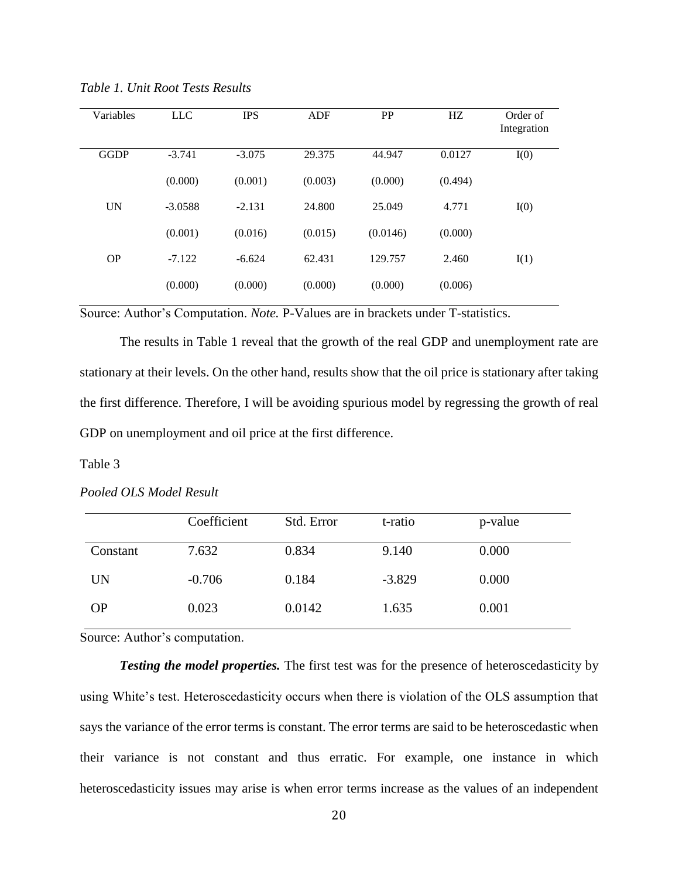*Table 1. Unit Root Tests Results*

| Variables | LLC | IPS | ADF | PP | HZ | Order of Integration |
|---|---|---|---|---|---|---|
| GGDP | -3.741 | -3.075 | 29.375 | 44.947 | 0.0127 | I(0) |
| | (0.000) | (0.001) | (0.003) | (0.000) | (0.494) | |
| UN | -3.0588 | -2.131 | 24.800 | 25.049 | 4.771 | I(0) |
| | (0.001) | (0.016) | (0.015) | (0.0146) | (0.000) | |
| OP | -7.122 | -6.624 | 62.431 | 129.757 | 2.460 | I(1) |
| | (0.000) | (0.000) | (0.000) | (0.000) | (0.006) | |

Source: Author's Computation. *Note.* P-Values are in brackets under T-statistics.

The results in Table 1 reveal that the growth of the real GDP and unemployment rate are stationary at their levels. On the other hand, results show that the oil price is stationary after taking the first difference. Therefore, I will be avoiding spurious model by regressing the growth of real GDP on unemployment and oil price at the first difference.

Table 3

*Pooled OLS Model Result*

| | Coefficient | Std. Error | t-ratio | p-value |
|---|---|---|---|---|
| Constant | 7.632 | 0.834 | 9.140 | 0.000 |
| UN | -0.706 | 0.184 | -3.829 | 0.000 |
| OP | 0.023 | 0.0142 | 1.635 | 0.001 |

Source: Author's computation.

***Testing the model properties.*** The first test was for the presence of heteroscedasticity by using White's test. Heteroscedasticity occurs when there is violation of the OLS assumption that says the variance of the error terms is constant. The error terms are said to be heteroscedastic when their variance is not constant and thus erratic. For example, one instance in which heteroscedasticity issues may arise is when error terms increase as the values of an independent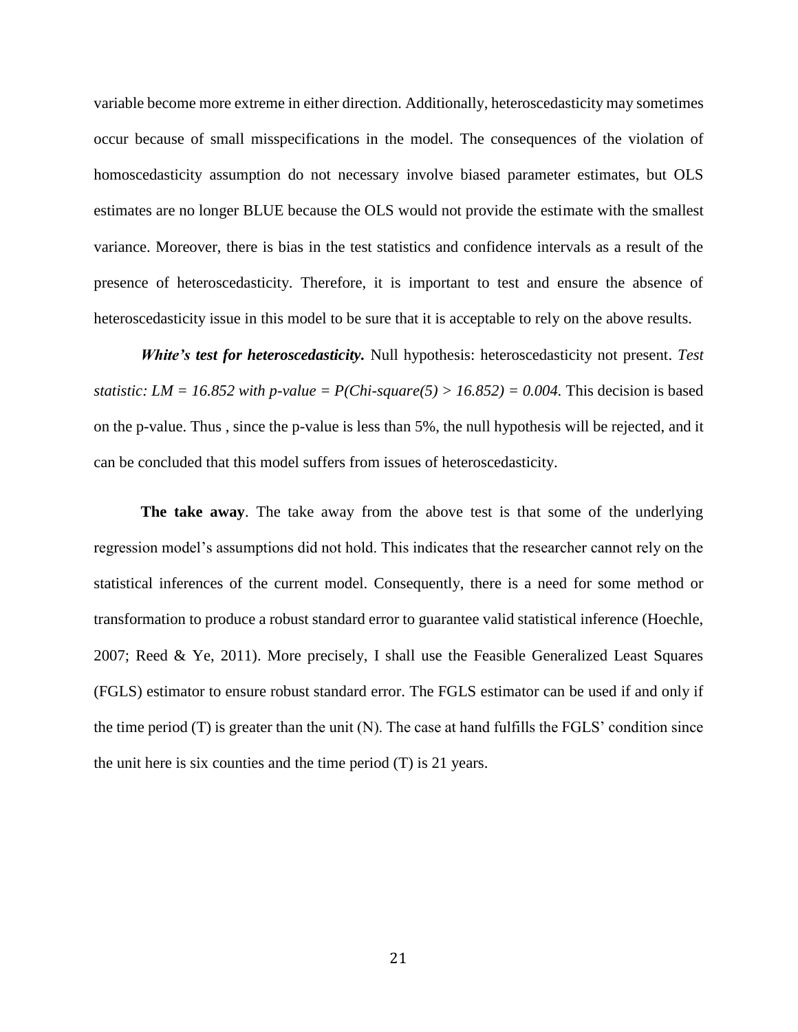variable become more extreme in either direction. Additionally, heteroscedasticity may sometimes occur because of small misspecifications in the model. The consequences of the violation of homoscedasticity assumption do not necessary involve biased parameter estimates, but OLS estimates are no longer BLUE because the OLS would not provide the estimate with the smallest variance. Moreover, there is bias in the test statistics and confidence intervals as a result of the presence of heteroscedasticity. Therefore, it is important to test and ensure the absence of heteroscedasticity issue in this model to be sure that it is acceptable to rely on the above results.

***White's test for heteroscedasticity.*** Null hypothesis: heteroscedasticity not present. *Test statistic:* $LM = 16.852$ *with p-value* $= P(\text{Chi-square}(5) > 16.852) = 0.004$. This decision is based on the p-value. Thus , since the p-value is less than 5%, the null hypothesis will be rejected, and it can be concluded that this model suffers from issues of heteroscedasticity.

**The take away**. The take away from the above test is that some of the underlying regression model's assumptions did not hold. This indicates that the researcher cannot rely on the statistical inferences of the current model. Consequently, there is a need for some method or transformation to produce a robust standard error to guarantee valid statistical inference (Hoechle, 2007; Reed & Ye, 2011). More precisely, I shall use the Feasible Generalized Least Squares (FGLS) estimator to ensure robust standard error. The FGLS estimator can be used if and only if the time period (T) is greater than the unit (N). The case at hand fulfills the FGLS' condition since the unit here is six counties and the time period (T) is 21 years.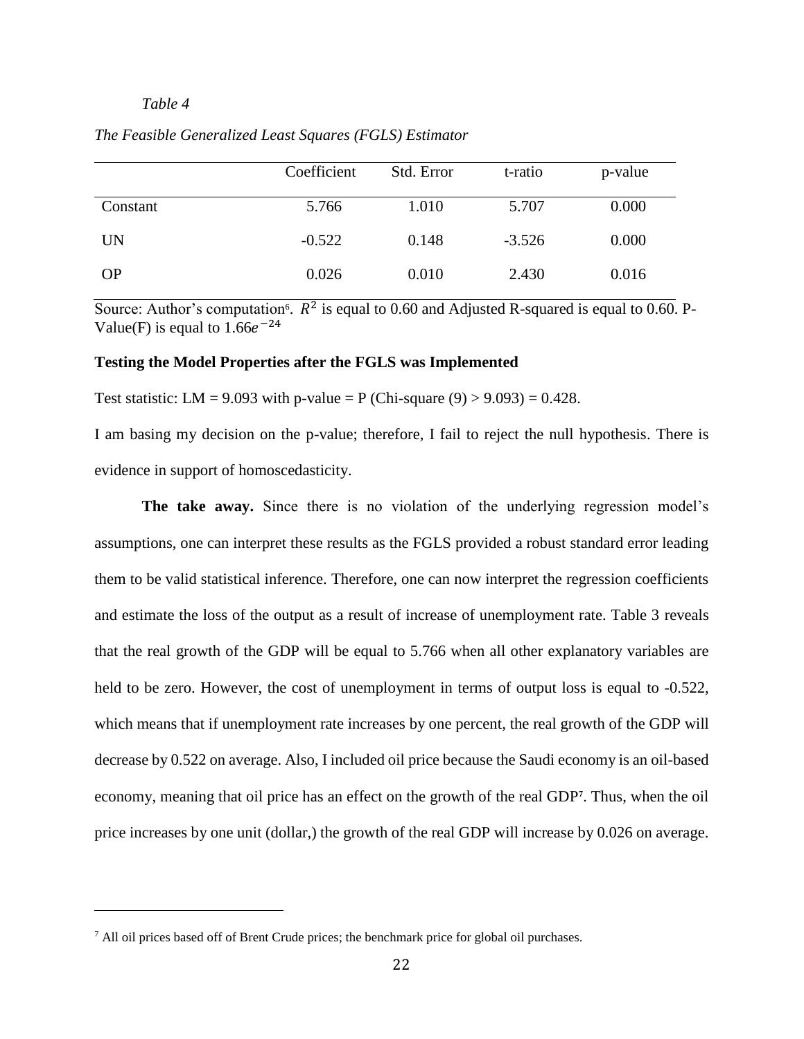*Table 4*

*The Feasible Generalized Least Squares (FGLS) Estimator*

| | Coefficient | Std. Error | t-ratio | p-value |
|---|---|---|---|---|
| Constant | 5.766 | 1.010 | 5.707 | 0.000 |
| UN | -0.522 | 0.148 | -3.526 | 0.000 |
| OP | 0.026 | 0.010 | 2.430 | 0.016 |

Source: Author's computation[6]. $R^2$ is equal to 0.60 and Adjusted R-squared is equal to 0.60. P-Value(F) is equal to $1.66e^{-24}$

**Testing the Model Properties after the FGLS was Implemented**

Test statistic: LM = 9.093 with p-value = P (Chi-square (9) > 9.093) = 0.428.

I am basing my decision on the p-value; therefore, I fail to reject the null hypothesis. There is evidence in support of homoscedasticity.

**The take away.** Since there is no violation of the underlying regression model's assumptions, one can interpret these results as the FGLS provided a robust standard error leading them to be valid statistical inference. Therefore, one can now interpret the regression coefficients and estimate the loss of the output as a result of increase of unemployment rate. Table 3 reveals that the real growth of the GDP will be equal to 5.766 when all other explanatory variables are held to be zero. However, the cost of unemployment in terms of output loss is equal to -0.522, which means that if unemployment rate increases by one percent, the real growth of the GDP will decrease by 0.522 on average. Also, I included oil price because the Saudi economy is an oil-based economy, meaning that oil price has an effect on the growth of the real GDP[7]. Thus, when the oil price increases by one unit (dollar,) the growth of the real GDP will increase by 0.026 on average.

---

[7] All oil prices based off of Brent Crude prices; the benchmark price for global oil purchases.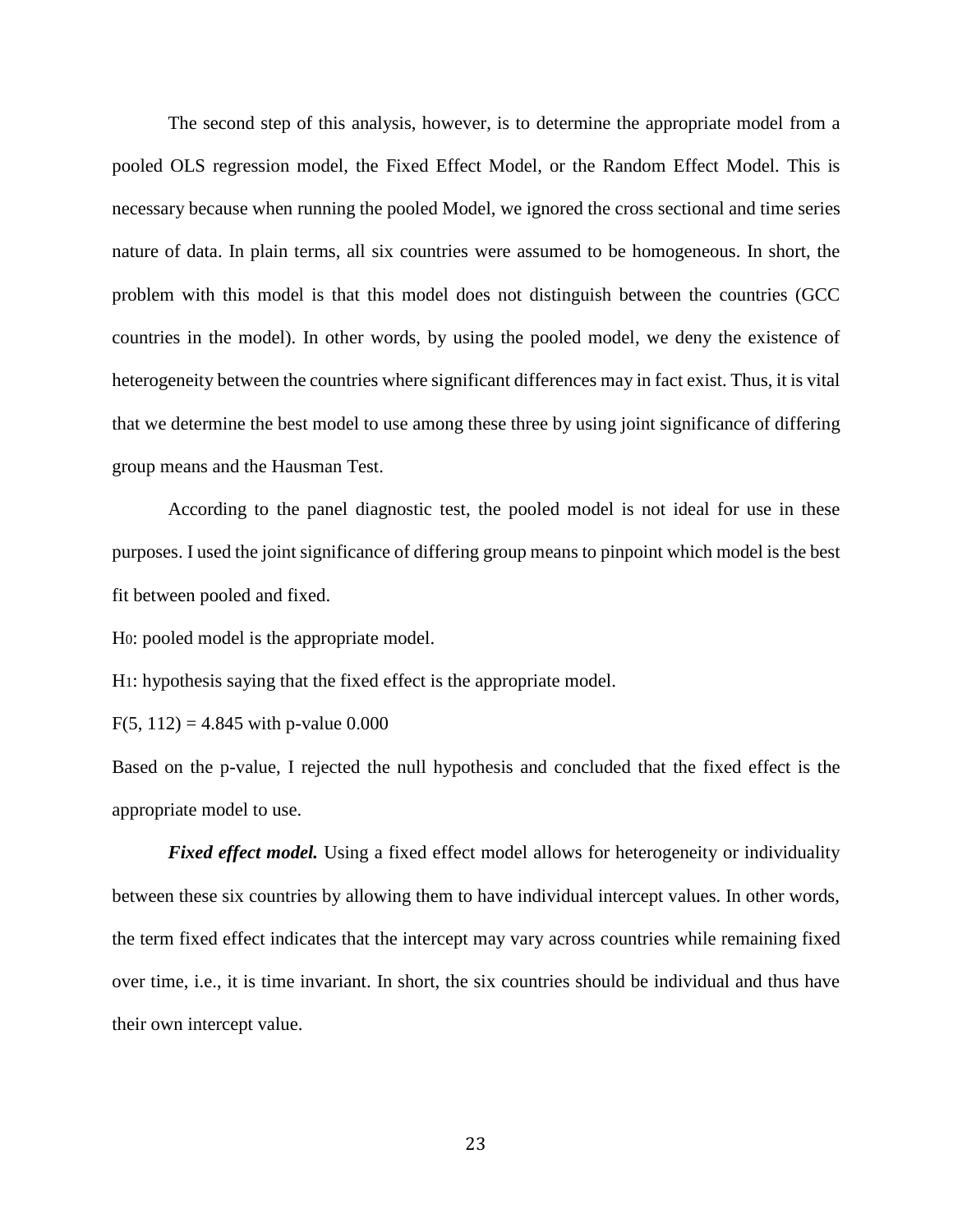The second step of this analysis, however, is to determine the appropriate model from a pooled OLS regression model, the Fixed Effect Model, or the Random Effect Model. This is necessary because when running the pooled Model, we ignored the cross sectional and time series nature of data. In plain terms, all six countries were assumed to be homogeneous. In short, the problem with this model is that this model does not distinguish between the countries (GCC countries in the model). In other words, by using the pooled model, we deny the existence of heterogeneity between the countries where significant differences may in fact exist. Thus, it is vital that we determine the best model to use among these three by using joint significance of differing group means and the Hausman Test.

According to the panel diagnostic test, the pooled model is not ideal for use in these purposes. I used the joint significance of differing group means to pinpoint which model is the best fit between pooled and fixed.

$H_0$: pooled model is the appropriate model.

$H_1$: hypothesis saying that the fixed effect is the appropriate model.

$F(5, 112) = 4.845$ with p-value 0.000

Based on the p-value, I rejected the null hypothesis and concluded that the fixed effect is the appropriate model to use.

***Fixed effect model.*** Using a fixed effect model allows for heterogeneity or individuality between these six countries by allowing them to have individual intercept values. In other words, the term fixed effect indicates that the intercept may vary across countries while remaining fixed over time, i.e., it is time invariant. In short, the six countries should be individual and thus have their own intercept value.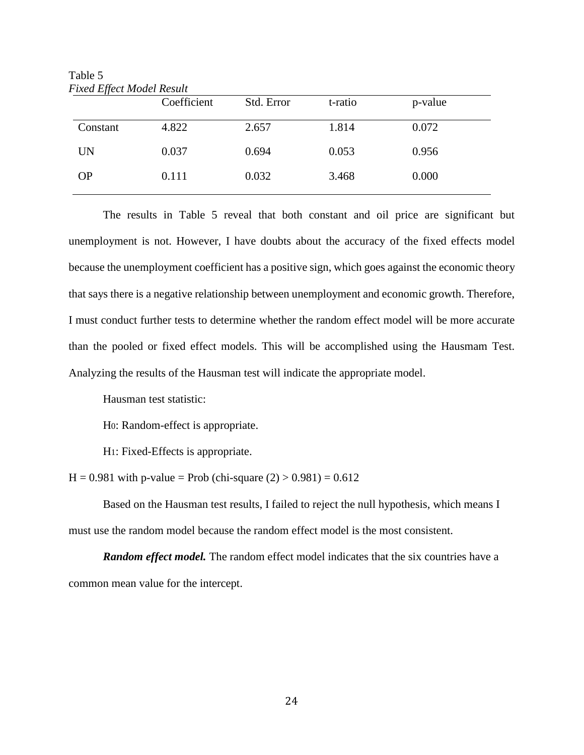Table 5

*Fixed Effect Model Result*

| | Coefficient | Std. Error | t-ratio | p-value |
|---|---|---|---|---|
| Constant | 4.822 | 2.657 | 1.814 | 0.072 |
| UN | 0.037 | 0.694 | 0.053 | 0.956 |
| OP | 0.111 | 0.032 | 3.468 | 0.000 |

The results in Table 5 reveal that both constant and oil price are significant but unemployment is not. However, I have doubts about the accuracy of the fixed effects model because the unemployment coefficient has a positive sign, which goes against the economic theory that says there is a negative relationship between unemployment and economic growth. Therefore, I must conduct further tests to determine whether the random effect model will be more accurate than the pooled or fixed effect models. This will be accomplished using the Hausmam Test. Analyzing the results of the Hausman test will indicate the appropriate model.

Hausman test statistic:

$H_0$: Random-effect is appropriate.

$H_1$: Fixed-Effects is appropriate.

H = 0.981 with p-value = Prob (chi-square (2) > 0.981) = 0.612

Based on the Hausman test results, I failed to reject the null hypothesis, which means I must use the random model because the random effect model is the most consistent.

***Random effect model.*** The random effect model indicates that the six countries have a common mean value for the intercept.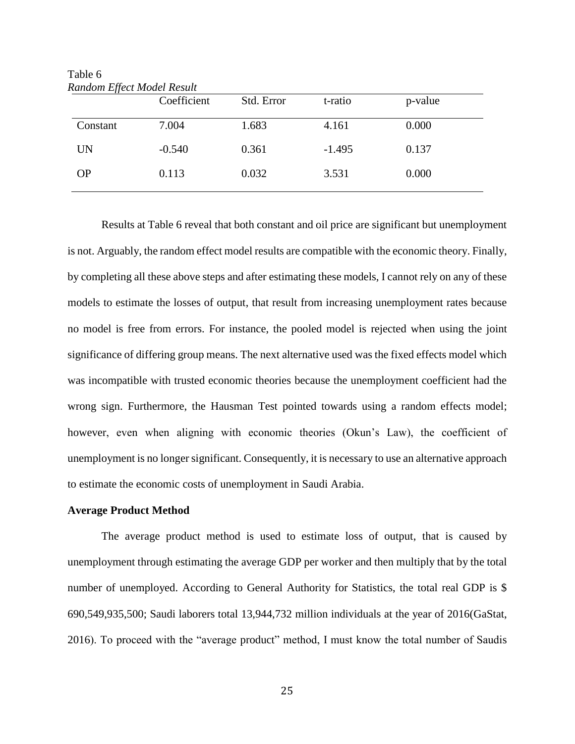Table 6

*Random Effect Model Result*

| | Coefficient | Std. Error | t-ratio | p-value |
|---|---|---|---|---|
| Constant | 7.004 | 1.683 | 4.161 | 0.000 |
| UN | -0.540 | 0.361 | -1.495 | 0.137 |
| OP | 0.113 | 0.032 | 3.531 | 0.000 |

Results at Table 6 reveal that both constant and oil price are significant but unemployment is not. Arguably, the random effect model results are compatible with the economic theory. Finally, by completing all these above steps and after estimating these models, I cannot rely on any of these models to estimate the losses of output, that result from increasing unemployment rates because no model is free from errors. For instance, the pooled model is rejected when using the joint significance of differing group means. The next alternative used was the fixed effects model which was incompatible with trusted economic theories because the unemployment coefficient had the wrong sign. Furthermore, the Hausman Test pointed towards using a random effects model; however, even when aligning with economic theories (Okun's Law), the coefficient of unemployment is no longer significant. Consequently, it is necessary to use an alternative approach to estimate the economic costs of unemployment in Saudi Arabia.

**Average Product Method**

The average product method is used to estimate loss of output, that is caused by unemployment through estimating the average GDP per worker and then multiply that by the total number of unemployed. According to General Authority for Statistics, the total real GDP is $ 690,549,935,500; Saudi laborers total 13,944,732 million individuals at the year of 2016(GaStat, 2016). To proceed with the "average product" method, I must know the total number of Saudis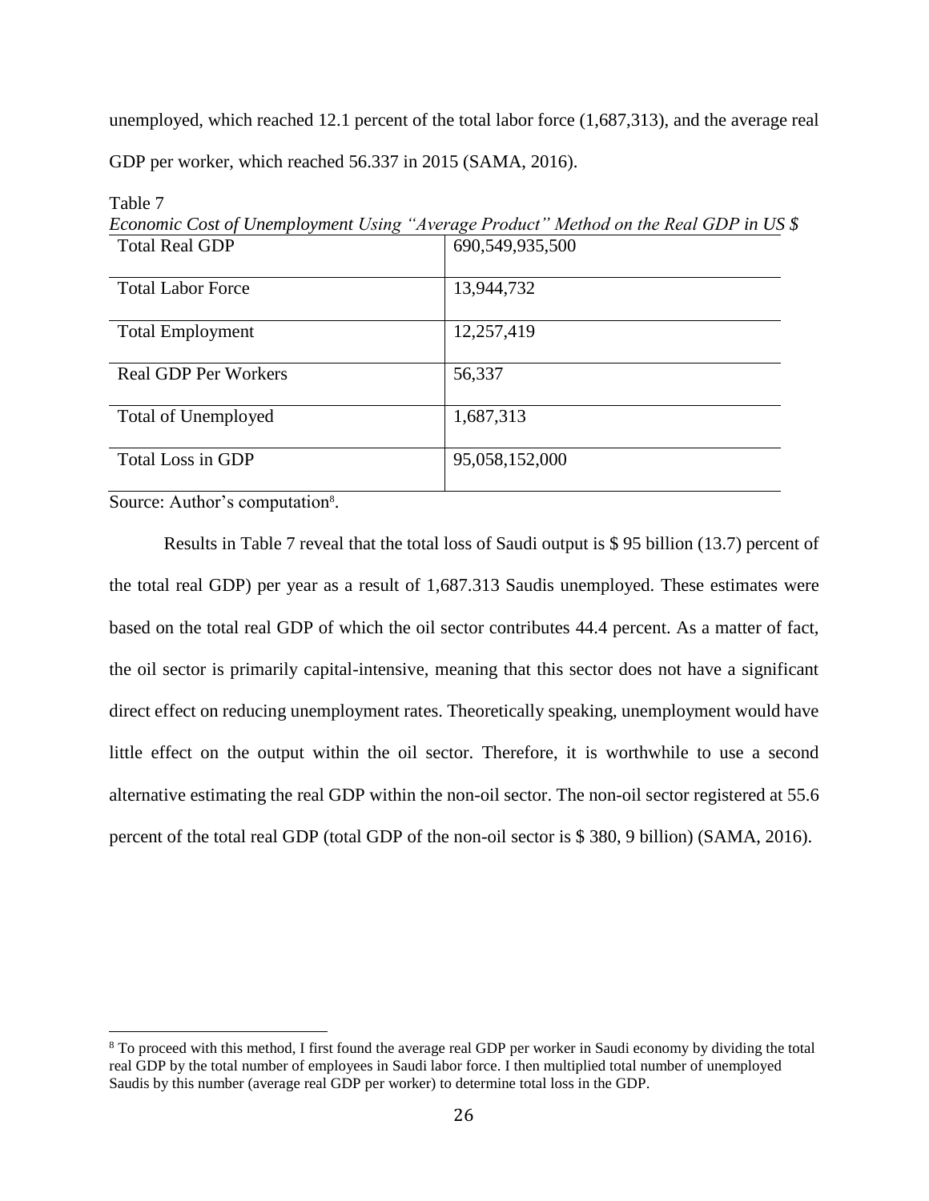unemployed, which reached 12.1 percent of the total labor force (1,687,313), and the average real GDP per worker, which reached 56.337 in 2015 (SAMA, 2016).

Table 7

*Economic Cost of Unemployment Using "Average Product" Method on the Real GDP in US $*

| | |
|---|---|
| Total Real GDP | 690,549,935,500 |
| Total Labor Force | 13,944,732 |
| Total Employment | 12,257,419 |
| Real GDP Per Workers | 56,337 |
| Total of Unemployed | 1,687,313 |
| Total Loss in GDP | 95,058,152,000 |

Source: Author's computation[8].

Results in Table 7 reveal that the total loss of Saudi output is $ 95 billion (13.7) percent of the total real GDP) per year as a result of 1,687.313 Saudis unemployed. These estimates were based on the total real GDP of which the oil sector contributes 44.4 percent. As a matter of fact, the oil sector is primarily capital-intensive, meaning that this sector does not have a significant direct effect on reducing unemployment rates. Theoretically speaking, unemployment would have little effect on the output within the oil sector. Therefore, it is worthwhile to use a second alternative estimating the real GDP within the non-oil sector. The non-oil sector registered at 55.6 percent of the total real GDP (total GDP of the non-oil sector is $ 380, 9 billion) (SAMA, 2016).

[8] To proceed with this method, I first found the average real GDP per worker in Saudi economy by dividing the total real GDP by the total number of employees in Saudi labor force. I then multiplied total number of unemployed Saudis by this number (average real GDP per worker) to determine total loss in the GDP.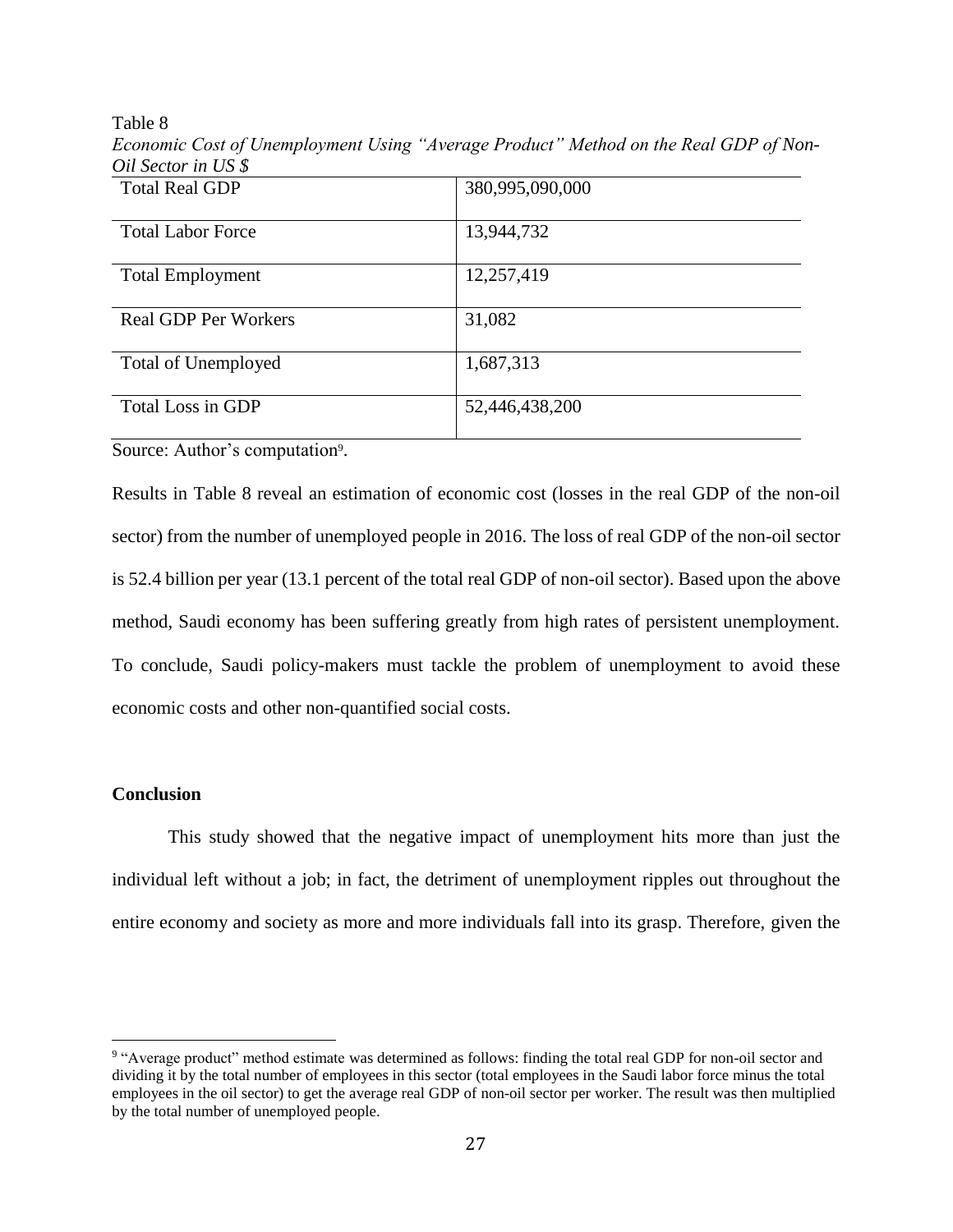Table 8

*Economic Cost of Unemployment Using "Average Product" Method on the Real GDP of Non-Oil Sector in US $*

| | |
|---|---|
| Total Real GDP | 380,995,090,000 |
| Total Labor Force | 13,944,732 |
| Total Employment | 12,257,419 |
| Real GDP Per Workers | 31,082 |
| Total of Unemployed | 1,687,313 |
| Total Loss in GDP | 52,446,438,200 |

Source: Author's computation[9].

Results in Table 8 reveal an estimation of economic cost (losses in the real GDP of the non-oil sector) from the number of unemployed people in 2016. The loss of real GDP of the non-oil sector is 52.4 billion per year (13.1 percent of the total real GDP of non-oil sector). Based upon the above method, Saudi economy has been suffering greatly from high rates of persistent unemployment. To conclude, Saudi policy-makers must tackle the problem of unemployment to avoid these economic costs and other non-quantified social costs.

## Conclusion

This study showed that the negative impact of unemployment hits more than just the individual left without a job; in fact, the detriment of unemployment ripples out throughout the entire economy and society as more and more individuals fall into its grasp. Therefore, given the

[9] "Average product" method estimate was determined as follows: finding the total real GDP for non-oil sector and dividing it by the total number of employees in this sector (total employees in the Saudi labor force minus the total employees in the oil sector) to get the average real GDP of non-oil sector per worker. The result was then multiplied by the total number of unemployed people.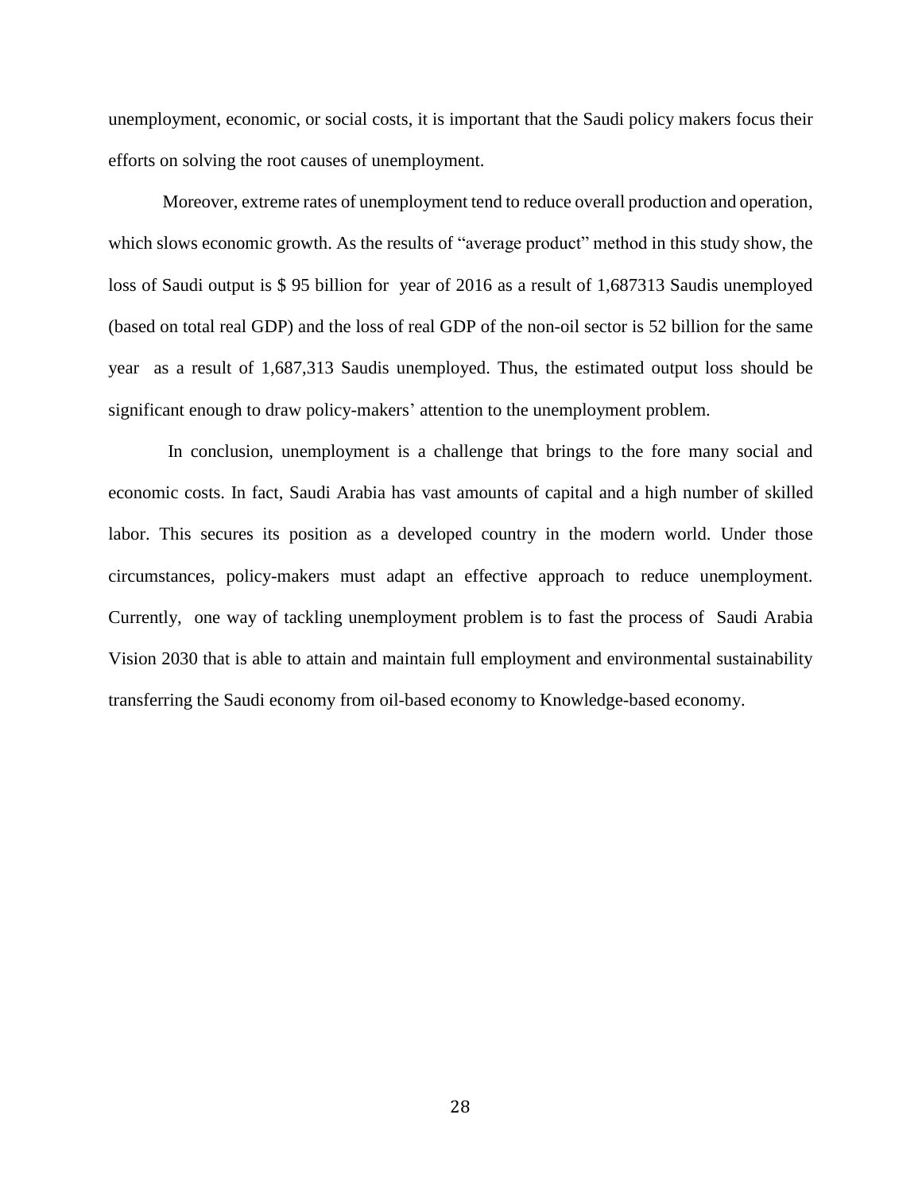unemployment, economic, or social costs, it is important that the Saudi policy makers focus their efforts on solving the root causes of unemployment.

Moreover, extreme rates of unemployment tend to reduce overall production and operation, which slows economic growth. As the results of "average product" method in this study show, the loss of Saudi output is $ 95 billion for year of 2016 as a result of 1,687313 Saudis unemployed (based on total real GDP) and the loss of real GDP of the non-oil sector is 52 billion for the same year as a result of 1,687,313 Saudis unemployed. Thus, the estimated output loss should be significant enough to draw policy-makers' attention to the unemployment problem.

In conclusion, unemployment is a challenge that brings to the fore many social and economic costs. In fact, Saudi Arabia has vast amounts of capital and a high number of skilled labor. This secures its position as a developed country in the modern world. Under those circumstances, policy-makers must adapt an effective approach to reduce unemployment. Currently, one way of tackling unemployment problem is to fast the process of Saudi Arabia Vision 2030 that is able to attain and maintain full employment and environmental sustainability transferring the Saudi economy from oil-based economy to Knowledge-based economy.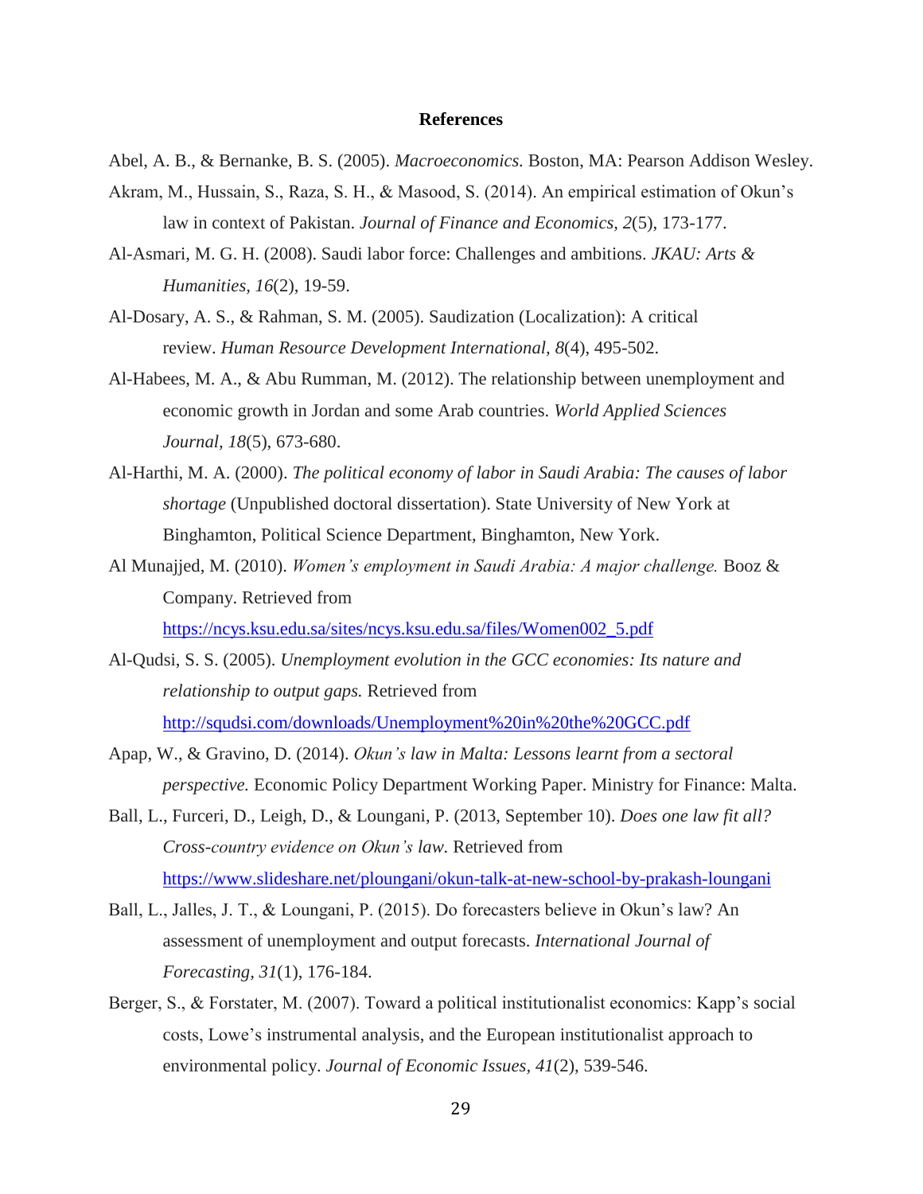## References

Abel, A. B., & Bernanke, B. S. (2005). *Macroeconomics.* Boston, MA: Pearson Addison Wesley.

Akram, M., Hussain, S., Raza, S. H., & Masood, S. (2014). An empirical estimation of Okun's law in context of Pakistan. *Journal of Finance and Economics, 2*(5), 173-177.

Al-Asmari, M. G. H. (2008). Saudi labor force: Challenges and ambitions. *JKAU: Arts & Humanities, 16*(2), 19-59.

Al-Dosary, A. S., & Rahman, S. M. (2005). Saudization (Localization): A critical review. *Human Resource Development International, 8*(4), 495-502.

Al-Habees, M. A., & Abu Rumman, M. (2012). The relationship between unemployment and economic growth in Jordan and some Arab countries. *World Applied Sciences Journal, 18*(5), 673-680.

Al-Harthi, M. A. (2000). *The political economy of labor in Saudi Arabia: The causes of labor shortage* (Unpublished doctoral dissertation). State University of New York at Binghamton, Political Science Department, Binghamton, New York.

Al Munajjed, M. (2010). *Women's employment in Saudi Arabia: A major challenge.* Booz & Company. Retrieved from https://ncys.ksu.edu.sa/sites/ncys.ksu.edu.sa/files/Women002_5.pdf

Al-Qudsi, S. S. (2005). *Unemployment evolution in the GCC economies: Its nature and relationship to output gaps.* Retrieved from http://squdsi.com/downloads/Unemployment%20in%20the%20GCC.pdf

Apap, W., & Gravino, D. (2014). *Okun's law in Malta: Lessons learnt from a sectoral perspective.* Economic Policy Department Working Paper. Ministry for Finance: Malta.

Ball, L., Furceri, D., Leigh, D., & Loungani, P. (2013, September 10). *Does one law fit all? Cross-country evidence on Okun's law.* Retrieved from https://www.slideshare.net/ploungani/okun-talk-at-new-school-by-prakash-loungani

Ball, L., Jalles, J. T., & Loungani, P. (2015). Do forecasters believe in Okun's law? An assessment of unemployment and output forecasts. *International Journal of Forecasting, 31*(1), 176-184.

Berger, S., & Forstater, M. (2007). Toward a political institutionalist economics: Kapp's social costs, Lowe's instrumental analysis, and the European institutionalist approach to environmental policy. *Journal of Economic Issues, 41*(2), 539-546.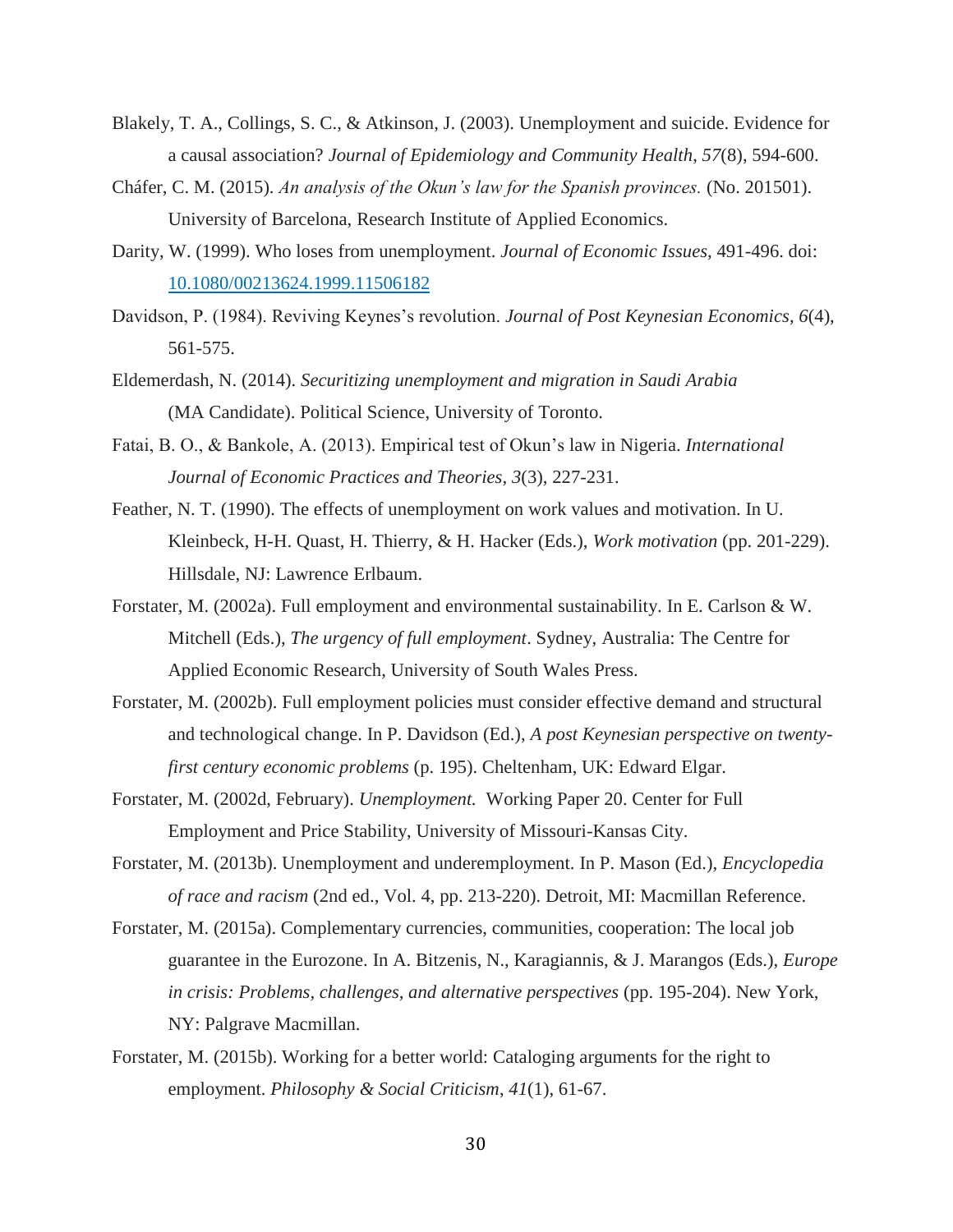Blakely, T. A., Collings, S. C., & Atkinson, J. (2003). Unemployment and suicide. Evidence for a causal association? *Journal of Epidemiology and Community Health*, *57*(8), 594-600.

Cháfer, C. M. (2015). *An analysis of the Okun's law for the Spanish provinces.* (No. 201501). University of Barcelona, Research Institute of Applied Economics.

Darity, W. (1999). Who loses from unemployment. *Journal of Economic Issues,* 491-496. doi: [10.1080/00213624.1999.11506182](10.1080/00213624.1999.11506182)

Davidson, P. (1984). Reviving Keynes's revolution. *Journal of Post Keynesian Economics*, *6*(4), 561-575.

Eldemerdash, N. (2014). *Securitizing unemployment and migration in Saudi Arabia* (MA Candidate). Political Science, University of Toronto.

Fatai, B. O., & Bankole, A. (2013). Empirical test of Okun's law in Nigeria. *International Journal of Economic Practices and Theories*, *3*(3), 227-231.

Feather, N. T. (1990). The effects of unemployment on work values and motivation. In U. Kleinbeck, H-H. Quast, H. Thierry, & H. Hacker (Eds.), *Work motivation* (pp. 201-229). Hillsdale, NJ: Lawrence Erlbaum.

Forstater, M. (2002a). Full employment and environmental sustainability. In E. Carlson & W. Mitchell (Eds.), *The urgency of full employment*. Sydney, Australia: The Centre for Applied Economic Research, University of South Wales Press.

Forstater, M. (2002b). Full employment policies must consider effective demand and structural and technological change. In P. Davidson (Ed.), *A post Keynesian perspective on twenty-first century economic problems* (p. 195). Cheltenham, UK: Edward Elgar.

Forstater, M. (2002d, February). *Unemployment.* Working Paper 20. Center for Full Employment and Price Stability, University of Missouri-Kansas City.

Forstater, M. (2013b). Unemployment and underemployment. In P. Mason (Ed.), *Encyclopedia of race and racism* (2nd ed., Vol. 4, pp. 213-220). Detroit, MI: Macmillan Reference.

Forstater, M. (2015a). Complementary currencies, communities, cooperation: The local job guarantee in the Eurozone. In A. Bitzenis, N., Karagiannis, & J. Marangos (Eds.), *Europe in crisis: Problems, challenges, and alternative perspectives* (pp. 195-204). New York, NY: Palgrave Macmillan.

Forstater, M. (2015b). Working for a better world: Cataloging arguments for the right to employment. *Philosophy & Social Criticism*, *41*(1), 61-67.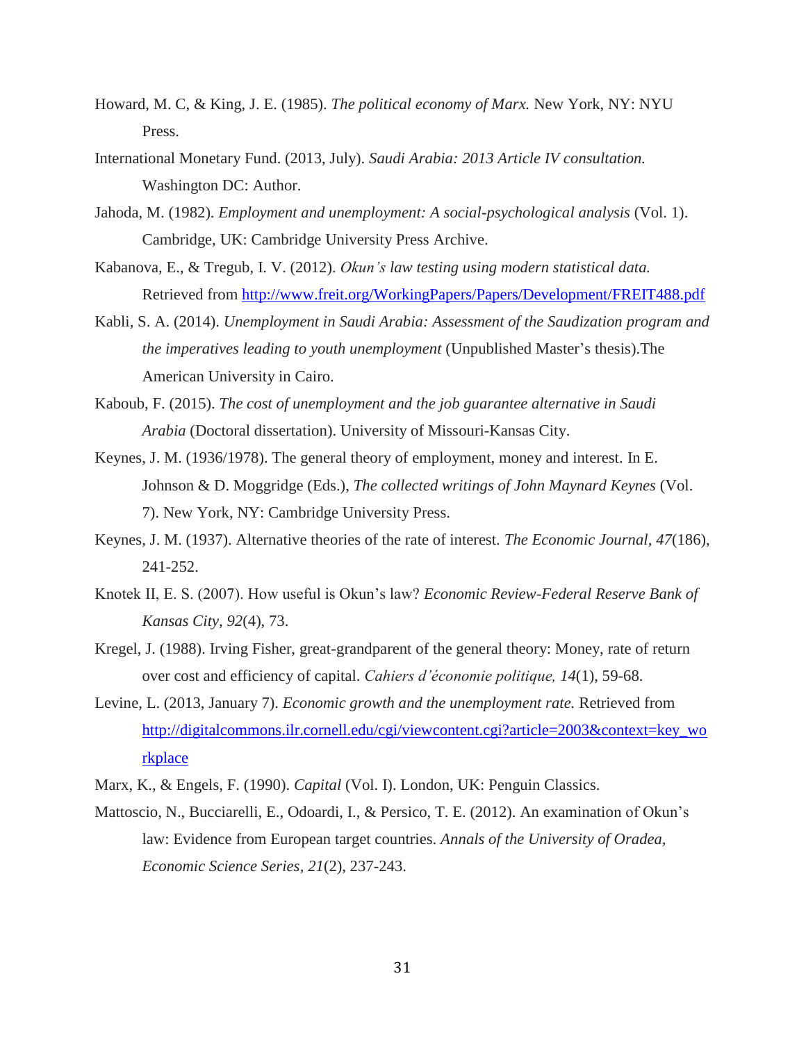Howard, M. C, & King, J. E. (1985). *The political economy of Marx.* New York, NY: NYU Press.

International Monetary Fund. (2013, July). *Saudi Arabia: 2013 Article IV consultation.* Washington DC: Author.

Jahoda, M. (1982). *Employment and unemployment: A social-psychological analysis* (Vol. 1). Cambridge, UK: Cambridge University Press Archive.

Kabanova, E., & Tregub, I. V. (2012). *Okun's law testing using modern statistical data.* Retrieved from http://www.freit.org/WorkingPapers/Papers/Development/FREIT488.pdf

Kabli, S. A. (2014). *Unemployment in Saudi Arabia: Assessment of the Saudization program and the imperatives leading to youth unemployment* (Unpublished Master's thesis).The American University in Cairo.

Kaboub, F. (2015). *The cost of unemployment and the job guarantee alternative in Saudi Arabia* (Doctoral dissertation). University of Missouri-Kansas City.

Keynes, J. M. (1936/1978). The general theory of employment, money and interest. In E. Johnson & D. Moggridge (Eds.), *The collected writings of John Maynard Keynes* (Vol. 7). New York, NY: Cambridge University Press.

Keynes, J. M. (1937). Alternative theories of the rate of interest. *The Economic Journal, 47*(186), 241-252.

Knotek II, E. S. (2007). How useful is Okun's law? *Economic Review-Federal Reserve Bank of Kansas City, 92*(4), 73.

Kregel, J. (1988). Irving Fisher, great-grandparent of the general theory: Money, rate of return over cost and efficiency of capital. *Cahiers d'économie politique, 14*(1), 59-68.

Levine, L. (2013, January 7). *Economic growth and the unemployment rate.* Retrieved from http://digitalcommons.ilr.cornell.edu/cgi/viewcontent.cgi?article=2003&context=key_workplace

Marx, K., & Engels, F. (1990). *Capital* (Vol. I). London, UK: Penguin Classics.

Mattoscio, N., Bucciarelli, E., Odoardi, I., & Persico, T. E. (2012). An examination of Okun's law: Evidence from European target countries. *Annals of the University of Oradea, Economic Science Series, 21*(2), 237-243.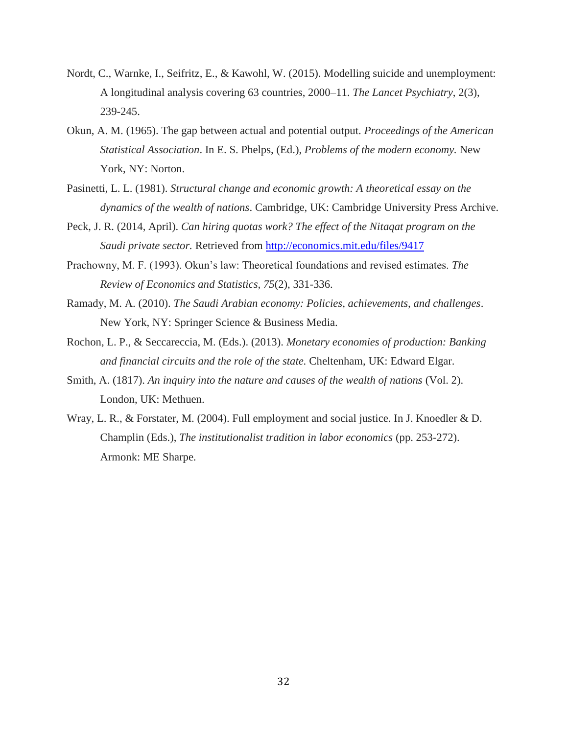Nordt, C., Warnke, I., Seifritz, E., & Kawohl, W. (2015). Modelling suicide and unemployment: A longitudinal analysis covering 63 countries, 2000–11. *The Lancet Psychiatry*, 2(3), 239-245.

Okun, A. M. (1965). The gap between actual and potential output. *Proceedings of the American Statistical Association*. In E. S. Phelps, (Ed.), *Problems of the modern economy.* New York, NY: Norton.

Pasinetti, L. L. (1981). *Structural change and economic growth: A theoretical essay on the dynamics of the wealth of nations*. Cambridge, UK: Cambridge University Press Archive.

Peck, J. R. (2014, April). *Can hiring quotas work? The effect of the Nitaqat program on the Saudi private sector.* Retrieved from http://economics.mit.edu/files/9417

Prachowny, M. F. (1993). Okun's law: Theoretical foundations and revised estimates. *The Review of Economics and Statistics*, *75*(2), 331-336.

Ramady, M. A. (2010). *The Saudi Arabian economy: Policies, achievements, and challenges*. New York, NY: Springer Science & Business Media.

Rochon, L. P., & Seccareccia, M. (Eds.). (2013). *Monetary economies of production: Banking and financial circuits and the role of the state.* Cheltenham, UK: Edward Elgar.

Smith, A. (1817). *An inquiry into the nature and causes of the wealth of nations* (Vol. 2). London, UK: Methuen.

Wray, L. R., & Forstater, M. (2004). Full employment and social justice. In J. Knoedler & D. Champlin (Eds.), *The institutionalist tradition in labor economics* (pp. 253-272). Armonk: ME Sharpe.